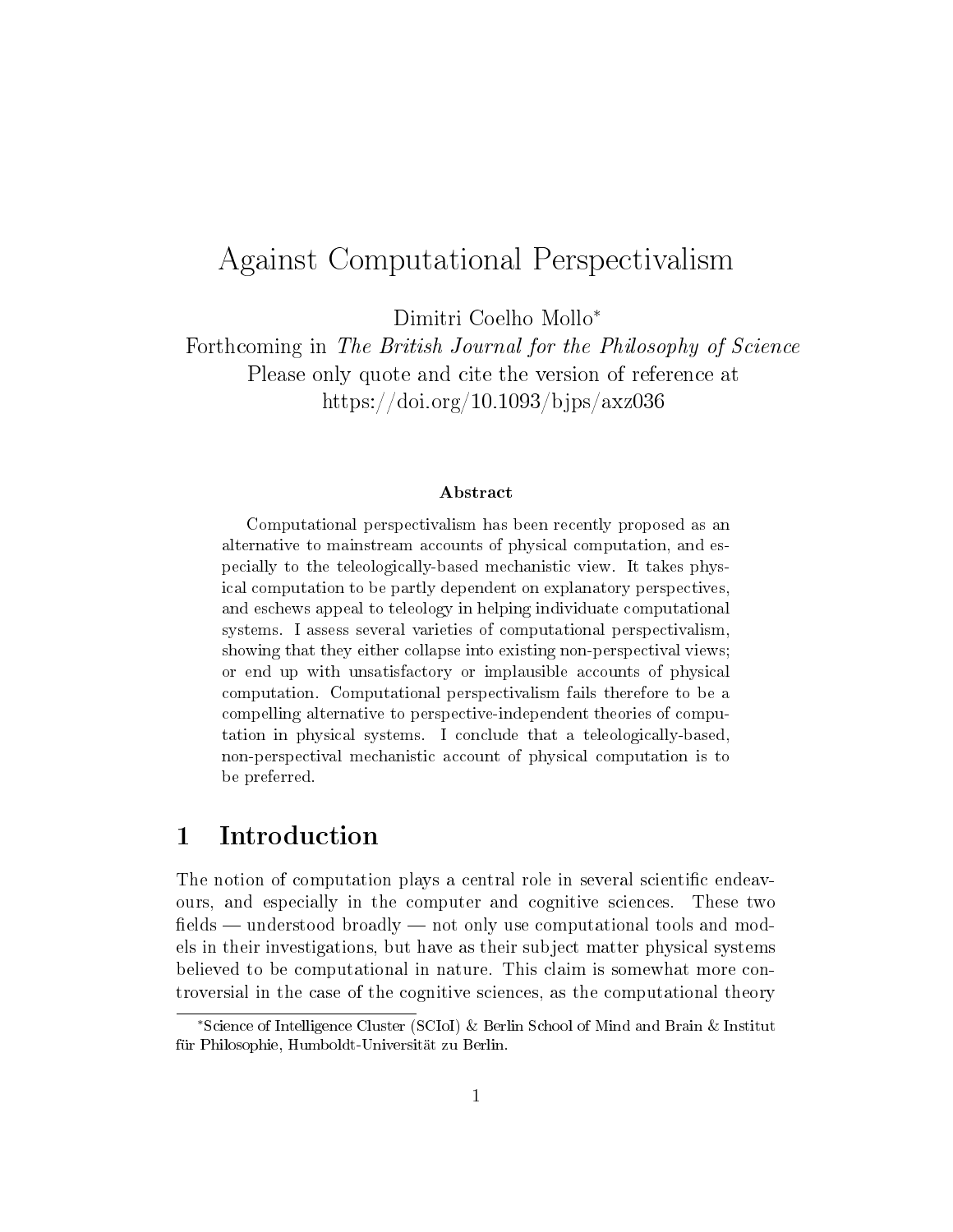# Against Computational Perspectivalism

Dimitri Coelho Mollo*

Forthcoming in *The British Journal for the Philosophy of Science*

Please only quote and cite the version of reference at https://doi.org/10.1093/bjps/axz036

**Abstract**

Computational perspectivalism has been recently proposed as an alternative to mainstream accounts of physical computation, and especially to the teleologically-based mechanistic view. It takes physical computation to be partly dependent on explanatory perspectives, and eschews appeal to teleology in helping individuate computational systems. I assess several varieties of computational perspectivalism, showing that they either collapse into existing non-perspectival views; or end up with unsatisfactory or implausible accounts of physical computation. Computational perspectivalism fails therefore to be a compelling alternative to perspective-independent theories of computation in physical systems. I conclude that a teleologically-based, non-perspectival mechanistic account of physical computation is to be preferred.

## 1 Introduction

The notion of computation plays a central role in several scientific endeavours, and especially in the computer and cognitive sciences. These two fields — understood broadly — not only use computational tools and models in their investigations, but have as their subject matter physical systems believed to be computational in nature. This claim is somewhat more controversial in the case of the cognitive sciences, as the computational theory

*Science of Intelligence Cluster (SCIoI) & Berlin School of Mind and Brain & Institut für Philosophie, Humboldt-Universität zu Berlin.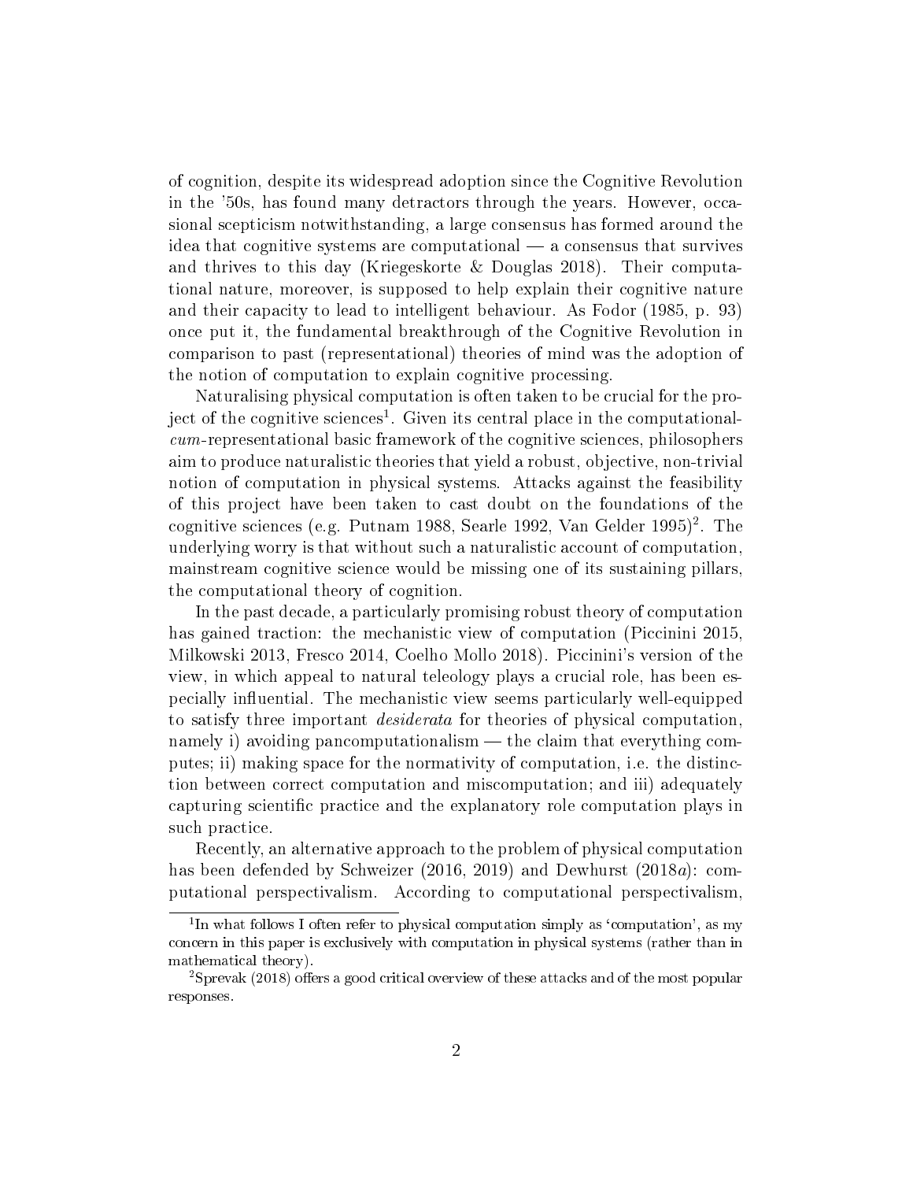of cognition, despite its widespread adoption since the Cognitive Revolution in the '50s, has found many detractors through the years. However, occasional scepticism notwithstanding, a large consensus has formed around the idea that cognitive systems are computational — a consensus that survives and thrives to this day (Kriegeskorte & Douglas 2018). Their computational nature, moreover, is supposed to help explain their cognitive nature and their capacity to lead to intelligent behaviour. As Fodor (1985, p. 93) once put it, the fundamental breakthrough of the Cognitive Revolution in comparison to past (representational) theories of mind was the adoption of the notion of computation to explain cognitive processing.

Naturalising physical computation is often taken to be crucial for the project of the cognitive sciences[1]. Given its central place in the computational-*cum*-representational basic framework of the cognitive sciences, philosophers aim to produce naturalistic theories that yield a robust, objective, non-trivial notion of computation in physical systems. Attacks against the feasibility of this project have been taken to cast doubt on the foundations of the cognitive sciences (e.g. Putnam 1988, Searle 1992, Van Gelder 1995)[2]. The underlying worry is that without such a naturalistic account of computation, mainstream cognitive science would be missing one of its sustaining pillars, the computational theory of cognition.

In the past decade, a particularly promising robust theory of computation has gained traction: the mechanistic view of computation (Piccinini 2015, Milkowski 2013, Fresco 2014, Coelho Mollo 2018). Piccinini's version of the view, in which appeal to natural teleology plays a crucial role, has been especially influential. The mechanistic view seems particularly well-equipped to satisfy three important *desiderata* for theories of physical computation, namely i) avoiding pancomputationalism — the claim that everything computes; ii) making space for the normativity of computation, i.e. the distinction between correct computation and miscomputation; and iii) adequately capturing scientific practice and the explanatory role computation plays in such practice.

Recently, an alternative approach to the problem of physical computation has been defended by Schweizer (2016, 2019) and Dewhurst (2018*a*): computational perspectivalism. According to computational perspectivalism,

[1] In what follows I often refer to physical computation simply as 'computation', as my concern in this paper is exclusively with computation in physical systems (rather than in mathematical theory).

[2] Sprevak (2018) offers a good critical overview of these attacks and of the most popular responses.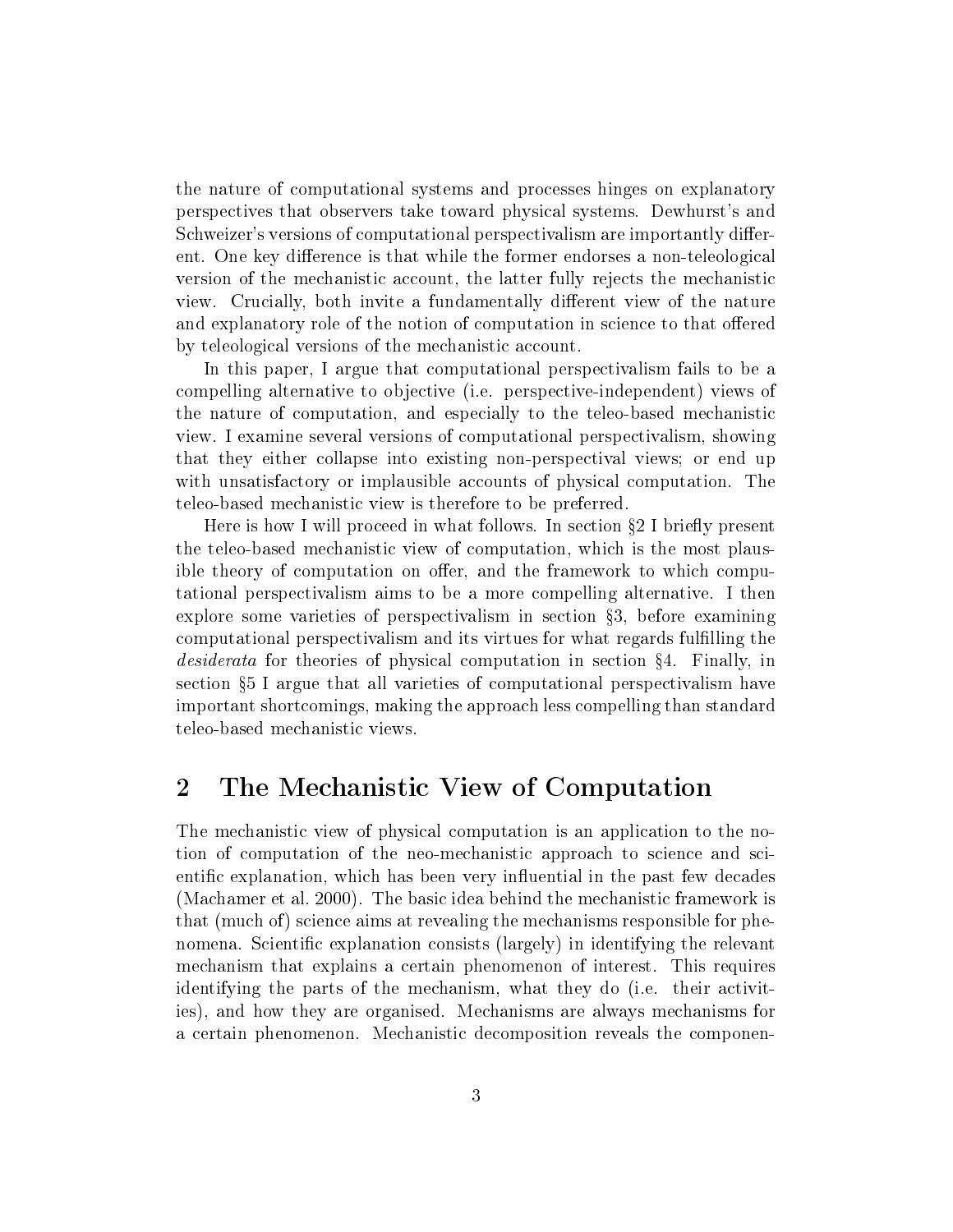the nature of computational systems and processes hinges on explanatory perspectives that observers take toward physical systems. Dewhurst's and Schweizer's versions of computational perspectivalism are importantly different. One key difference is that while the former endorses a non-teleological version of the mechanistic account, the latter fully rejects the mechanistic view. Crucially, both invite a fundamentally different view of the nature and explanatory role of the notion of computation in science to that offered by teleological versions of the mechanistic account.

In this paper, I argue that computational perspectivalism fails to be a compelling alternative to objective (i.e. perspective-independent) views of the nature of computation, and especially to the teleo-based mechanistic view. I examine several versions of computational perspectivalism, showing that they either collapse into existing non-perspectival views; or end up with unsatisfactory or implausible accounts of physical computation. The teleo-based mechanistic view is therefore to be preferred.

Here is how I will proceed in what follows. In section §2 I briefly present the teleo-based mechanistic view of computation, which is the most plausible theory of computation on offer, and the framework to which computational perspectivalism aims to be a more compelling alternative. I then explore some varieties of perspectivalism in section §3, before examining computational perspectivalism and its virtues for what regards fulfilling the *desiderata* for theories of physical computation in section §4. Finally, in section §5 I argue that all varieties of computational perspectivalism have important shortcomings, making the approach less compelling than standard teleo-based mechanistic views.

## 2 The Mechanistic View of Computation

The mechanistic view of physical computation is an application to the notion of computation of the neo-mechanistic approach to science and scientific explanation, which has been very influential in the past few decades (Machamer et al. 2000). The basic idea behind the mechanistic framework is that (much of) science aims at revealing the mechanisms responsible for phenomena. Scientific explanation consists (largely) in identifying the relevant mechanism that explains a certain phenomenon of interest. This requires identifying the parts of the mechanism, what they do (i.e. their activities), and how they are organised. Mechanisms are always mechanisms for a certain phenomenon. Mechanistic decomposition reveals the componen-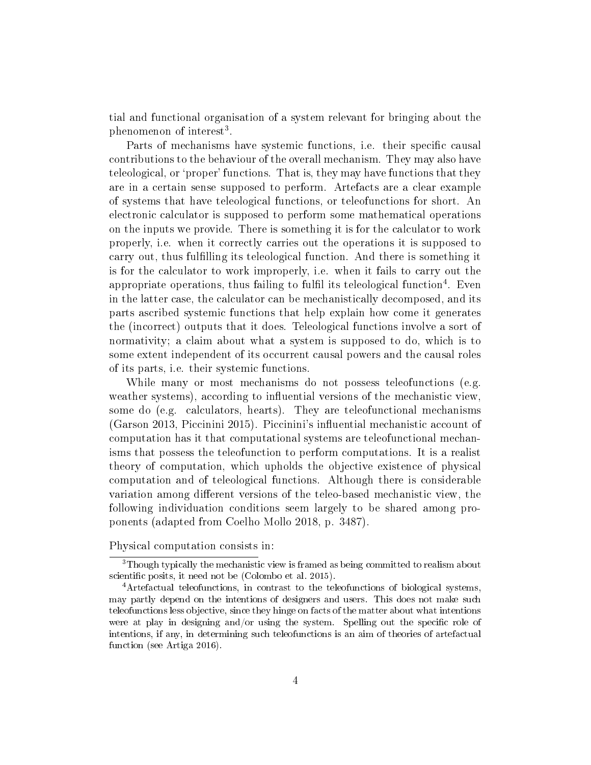tial and functional organisation of a system relevant for bringing about the phenomenon of interest[3].

Parts of mechanisms have systemic functions, i.e. their specific causal contributions to the behaviour of the overall mechanism. They may also have teleological, or 'proper' functions. That is, they may have functions that they are in a certain sense supposed to perform. Artefacts are a clear example of systems that have teleological functions, or teleofunctions for short. An electronic calculator is supposed to perform some mathematical operations on the inputs we provide. There is something it is for the calculator to work properly, i.e. when it correctly carries out the operations it is supposed to carry out, thus fulfilling its teleological function. And there is something it is for the calculator to work improperly, i.e. when it fails to carry out the appropriate operations, thus failing to fulfil its teleological function[4]. Even in the latter case, the calculator can be mechanistically decomposed, and its parts ascribed systemic functions that help explain how come it generates the (incorrect) outputs that it does. Teleological functions involve a sort of normativity; a claim about what a system is supposed to do, which is to some extent independent of its occurrent causal powers and the causal roles of its parts, i.e. their systemic functions.

While many or most mechanisms do not possess teleofunctions (e.g. weather systems), according to influential versions of the mechanistic view, some do (e.g. calculators, hearts). They are teleofunctional mechanisms (Garson 2013, Piccinini 2015). Piccinini's influential mechanistic account of computation has it that computational systems are teleofunctional mechanisms that possess the teleofunction to perform computations. It is a realist theory of computation, which upholds the objective existence of physical computation and of teleological functions. Although there is considerable variation among different versions of the teleo-based mechanistic view, the following individuation conditions seem largely to be shared among proponents (adapted from Coelho Mollo 2018, p. 3487).

Physical computation consists in:

---

[3] Though typically the mechanistic view is framed as being committed to realism about scientific posits, it need not be (Colombo et al. 2015).

[4] Artefactual teleofunctions, in contrast to the teleofunctions of biological systems, may partly depend on the intentions of designers and users. This does not make such teleofunctions less objective, since they hinge on facts of the matter about what intentions were at play in designing and/or using the system. Spelling out the specific role of intentions, if any, in determining such teleofunctions is an aim of theories of artefactual function (see Artiga 2016).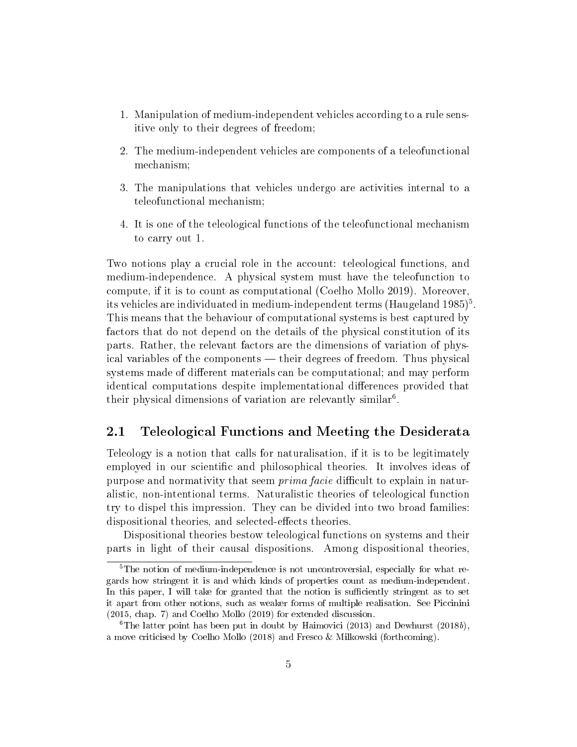1. Manipulation of medium-independent vehicles according to a rule sensitive only to their degrees of freedom;
2. The medium-independent vehicles are components of a teleofunctional mechanism;
3. The manipulations that vehicles undergo are activities internal to a teleofunctional mechanism;
4. It is one of the teleological functions of the teleofunctional mechanism to carry out 1.

Two notions play a crucial role in the account: teleological functions, and medium-independence. A physical system must have the teleofunction to compute, if it is to count as computational (Coelho Mollo 2019). Moreover, its vehicles are individuated in medium-independent terms (Haugeland 1985)[5]. This means that the behaviour of computational systems is best captured by factors that do not depend on the details of the physical constitution of its parts. Rather, the relevant factors are the dimensions of variation of physical variables of the components — their degrees of freedom. Thus physical systems made of different materials can be computational; and may perform identical computations despite implementational differences provided that their physical dimensions of variation are relevantly similar[6].

## 2.1 Teleological Functions and Meeting the Desiderata

Teleology is a notion that calls for naturalisation, if it is to be legitimately employed in our scientific and philosophical theories. It involves ideas of purpose and normativity that seem *prima facie* difficult to explain in naturalistic, non-intentional terms. Naturalistic theories of teleological function try to dispel this impression. They can be divided into two broad families: dispositional theories, and selected-effects theories.

Dispositional theories bestow teleological functions on systems and their parts in light of their causal dispositions. Among dispositional theories,

[5] The notion of medium-independence is not uncontroversial, especially for what regards how stringent it is and which kinds of properties count as medium-independent. In this paper, I will take for granted that the notion is sufficiently stringent as to set it apart from other notions, such as weaker forms of multiple realisation. See Piccinini (2015, chap. 7) and Coelho Mollo (2019) for extended discussion.

[6] The latter point has been put in doubt by Haimovici (2013) and Dewhurst (2018*b*), a move criticised by Coelho Mollo (2018) and Fresco & Milkowski (forthcoming).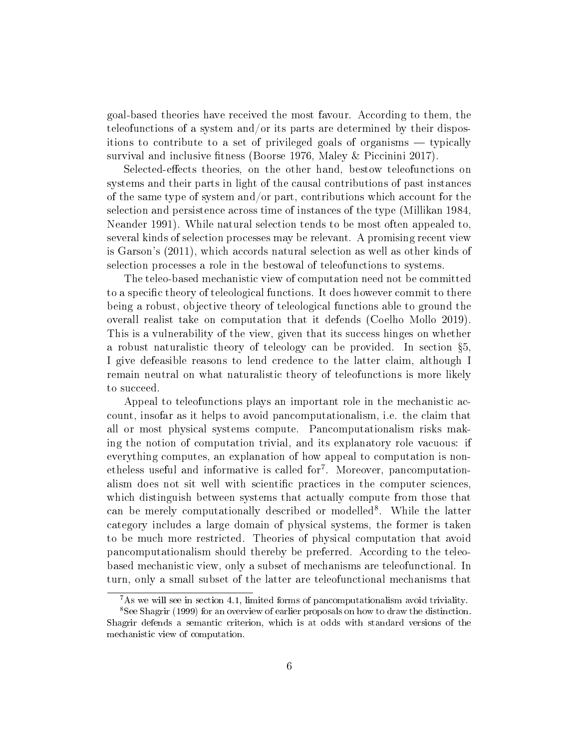goal-based theories have received the most favour. According to them, the teleofunctions of a system and/or its parts are determined by their dispositions to contribute to a set of privileged goals of organisms — typically survival and inclusive fitness (Boorse 1976, Maley & Piccinini 2017).

Selected-effects theories, on the other hand, bestow teleofunctions on systems and their parts in light of the causal contributions of past instances of the same type of system and/or part, contributions which account for the selection and persistence across time of instances of the type (Millikan 1984, Neander 1991). While natural selection tends to be most often appealed to, several kinds of selection processes may be relevant. A promising recent view is Garson's (2011), which accords natural selection as well as other kinds of selection processes a role in the bestowal of teleofunctions to systems.

The teleo-based mechanistic view of computation need not be committed to a specific theory of teleological functions. It does however commit to there being a robust, objective theory of teleological functions able to ground the overall realist take on computation that it defends (Coelho Mollo 2019). This is a vulnerability of the view, given that its success hinges on whether a robust naturalistic theory of teleology can be provided. In section §5, I give defeasible reasons to lend credence to the latter claim, although I remain neutral on what naturalistic theory of teleofunctions is more likely to succeed.

Appeal to teleofunctions plays an important role in the mechanistic account, insofar as it helps to avoid pancomputationalism, i.e. the claim that all or most physical systems compute. Pancomputationalism risks making the notion of computation trivial, and its explanatory role vacuous: if everything computes, an explanation of how appeal to computation is nonetheless useful and informative is called for[7]. Moreover, pancomputationalism does not sit well with scientific practices in the computer sciences, which distinguish between systems that actually compute from those that can be merely computationally described or modelled[8]. While the latter category includes a large domain of physical systems, the former is taken to be much more restricted. Theories of physical computation that avoid pancomputationalism should thereby be preferred. According to the teleo-based mechanistic view, only a subset of mechanisms are teleofunctional. In turn, only a small subset of the latter are teleofunctional mechanisms that

[7] As we will see in section 4.1, limited forms of pancomputationalism avoid triviality.

[8] See Shagrir (1999) for an overview of earlier proposals on how to draw the distinction. Shagrir defends a semantic criterion, which is at odds with standard versions of the mechanistic view of computation.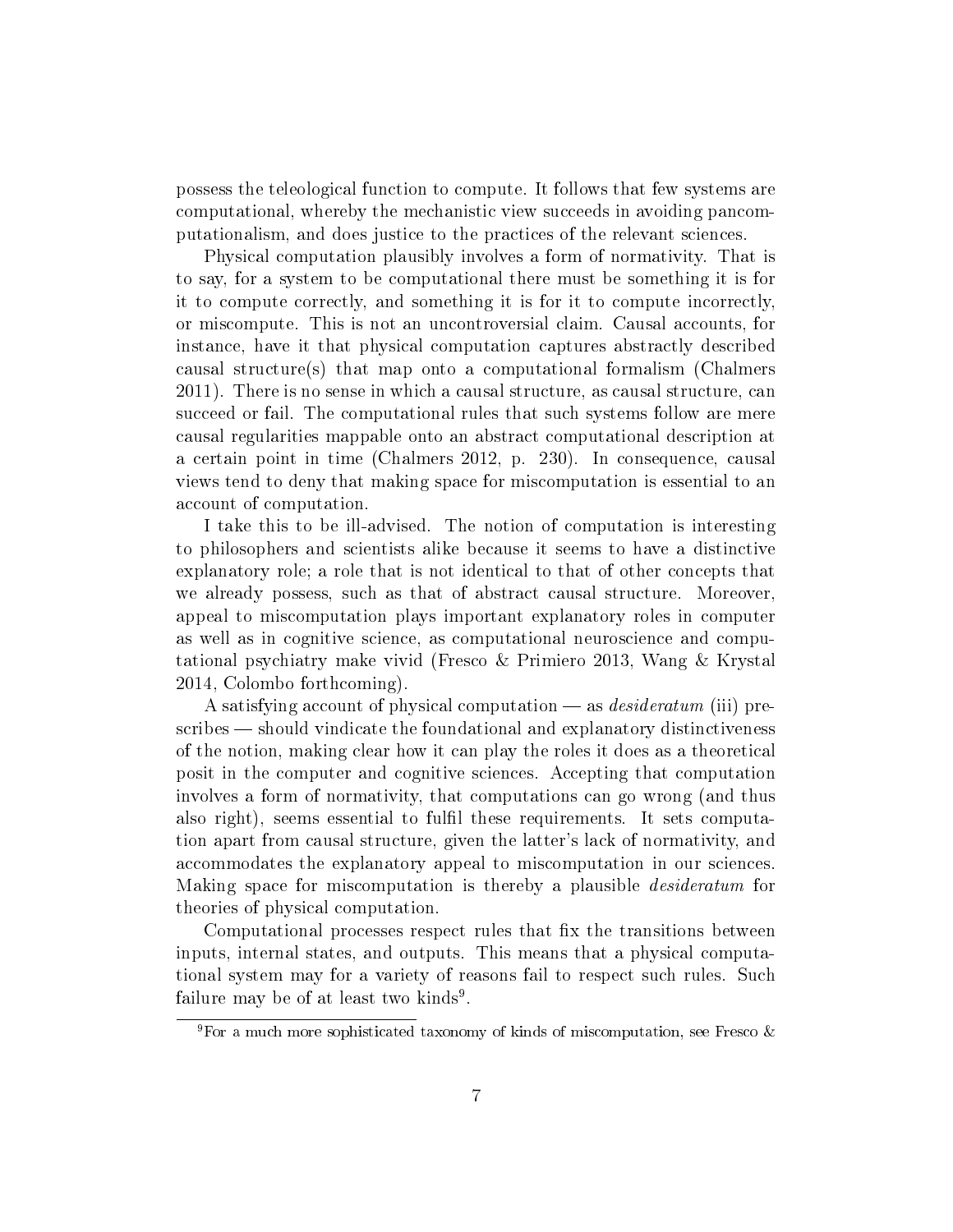possess the teleological function to compute. It follows that few systems are computational, whereby the mechanistic view succeeds in avoiding pancomputationalism, and does justice to the practices of the relevant sciences.

Physical computation plausibly involves a form of normativity. That is to say, for a system to be computational there must be something it is for it to compute correctly, and something it is for it to compute incorrectly, or miscompute. This is not an uncontroversial claim. Causal accounts, for instance, have it that physical computation captures abstractly described causal structure(s) that map onto a computational formalism (Chalmers 2011). There is no sense in which a causal structure, as causal structure, can succeed or fail. The computational rules that such systems follow are mere causal regularities mappable onto an abstract computational description at a certain point in time (Chalmers 2012, p. 230). In consequence, causal views tend to deny that making space for miscomputation is essential to an account of computation.

I take this to be ill-advised. The notion of computation is interesting to philosophers and scientists alike because it seems to have a distinctive explanatory role; a role that is not identical to that of other concepts that we already possess, such as that of abstract causal structure. Moreover, appeal to miscomputation plays important explanatory roles in computer as well as in cognitive science, as computational neuroscience and computational psychiatry make vivid (Fresco & Primiero 2013, Wang & Krystal 2014, Colombo forthcoming).

A satisfying account of physical computation — as *desideratum* (iii) prescribes — should vindicate the foundational and explanatory distinctiveness of the notion, making clear how it can play the roles it does as a theoretical posit in the computer and cognitive sciences. Accepting that computation involves a form of normativity, that computations can go wrong (and thus also right), seems essential to fulfil these requirements. It sets computation apart from causal structure, given the latter's lack of normativity, and accommodates the explanatory appeal to miscomputation in our sciences. Making space for miscomputation is thereby a plausible *desideratum* for theories of physical computation.

Computational processes respect rules that fix the transitions between inputs, internal states, and outputs. This means that a physical computational system may for a variety of reasons fail to respect such rules. Such failure may be of at least two kinds[9].

[9]For a much more sophisticated taxonomy of kinds of miscomputation, see Fresco &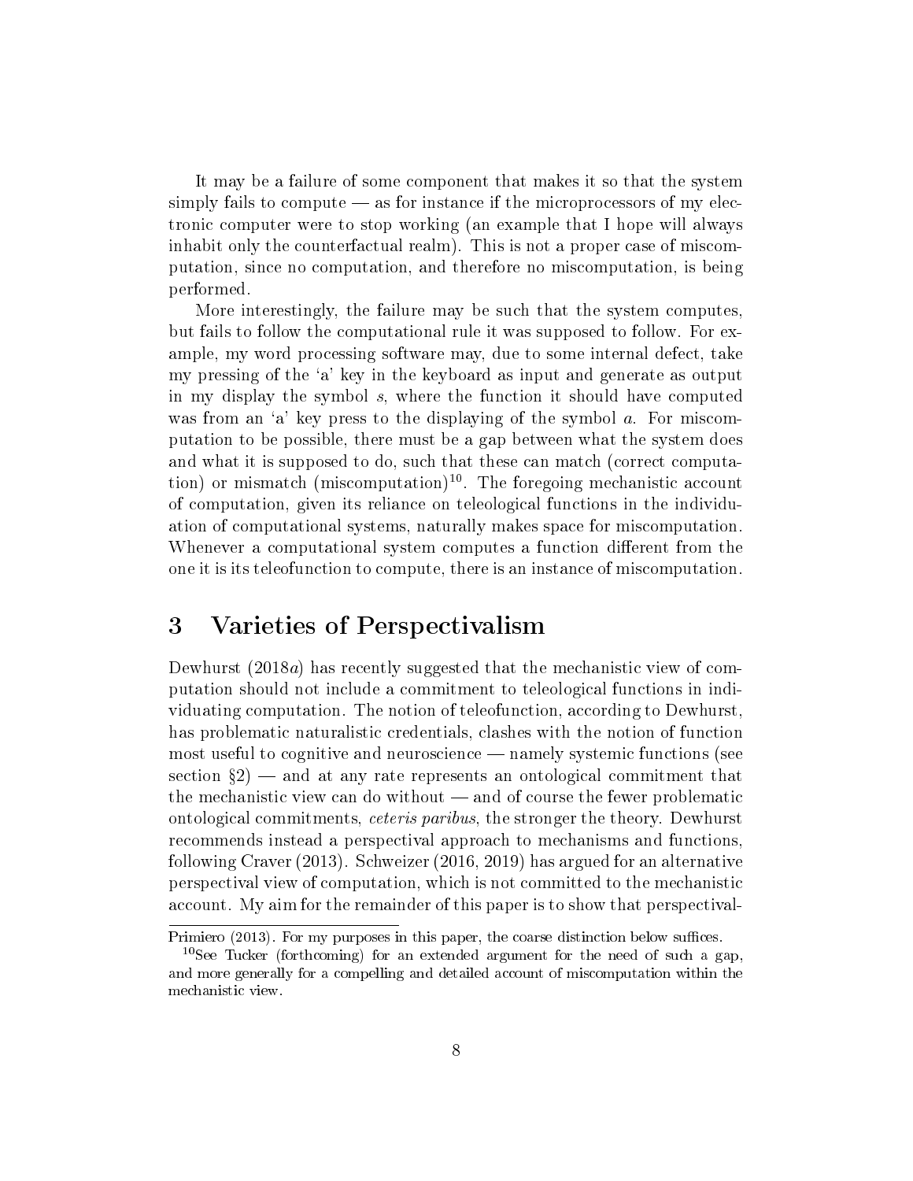It may be a failure of some component that makes it so that the system simply fails to compute — as for instance if the microprocessors of my electronic computer were to stop working (an example that I hope will always inhabit only the counterfactual realm). This is not a proper case of miscomputation, since no computation, and therefore no miscomputation, is being performed.

More interestingly, the failure may be such that the system computes, but fails to follow the computational rule it was supposed to follow. For example, my word processing software may, due to some internal defect, take my pressing of the 'a' key in the keyboard as input and generate as output in my display the symbol *s*, where the function it should have computed was from an 'a' key press to the displaying of the symbol *a*. For miscomputation to be possible, there must be a gap between what the system does and what it is supposed to do, such that these can match (correct computation) or mismatch (miscomputation)[10]. The foregoing mechanistic account of computation, given its reliance on teleological functions in the individuation of computational systems, naturally makes space for miscomputation. Whenever a computational system computes a function different from the one it is its teleofunction to compute, there is an instance of miscomputation.

# 3 Varieties of Perspectivalism

Dewhurst (2018*a*) has recently suggested that the mechanistic view of computation should not include a commitment to teleological functions in individuating computation. The notion of teleofunction, according to Dewhurst, has problematic naturalistic credentials, clashes with the notion of function most useful to cognitive and neuroscience — namely systemic functions (see section §2) — and at any rate represents an ontological commitment that the mechanistic view can do without — and of course the fewer problematic ontological commitments, *ceteris paribus*, the stronger the theory. Dewhurst recommends instead a perspectival approach to mechanisms and functions, following Craver (2013). Schweizer (2016, 2019) has argued for an alternative perspectival view of computation, which is not committed to the mechanistic account. My aim for the remainder of this paper is to show that perspectival-

Primiero (2013). For my purposes in this paper, the coarse distinction below suffices.

[10]See Tucker (forthcoming) for an extended argument for the need of such a gap, and more generally for a compelling and detailed account of miscomputation within the mechanistic view.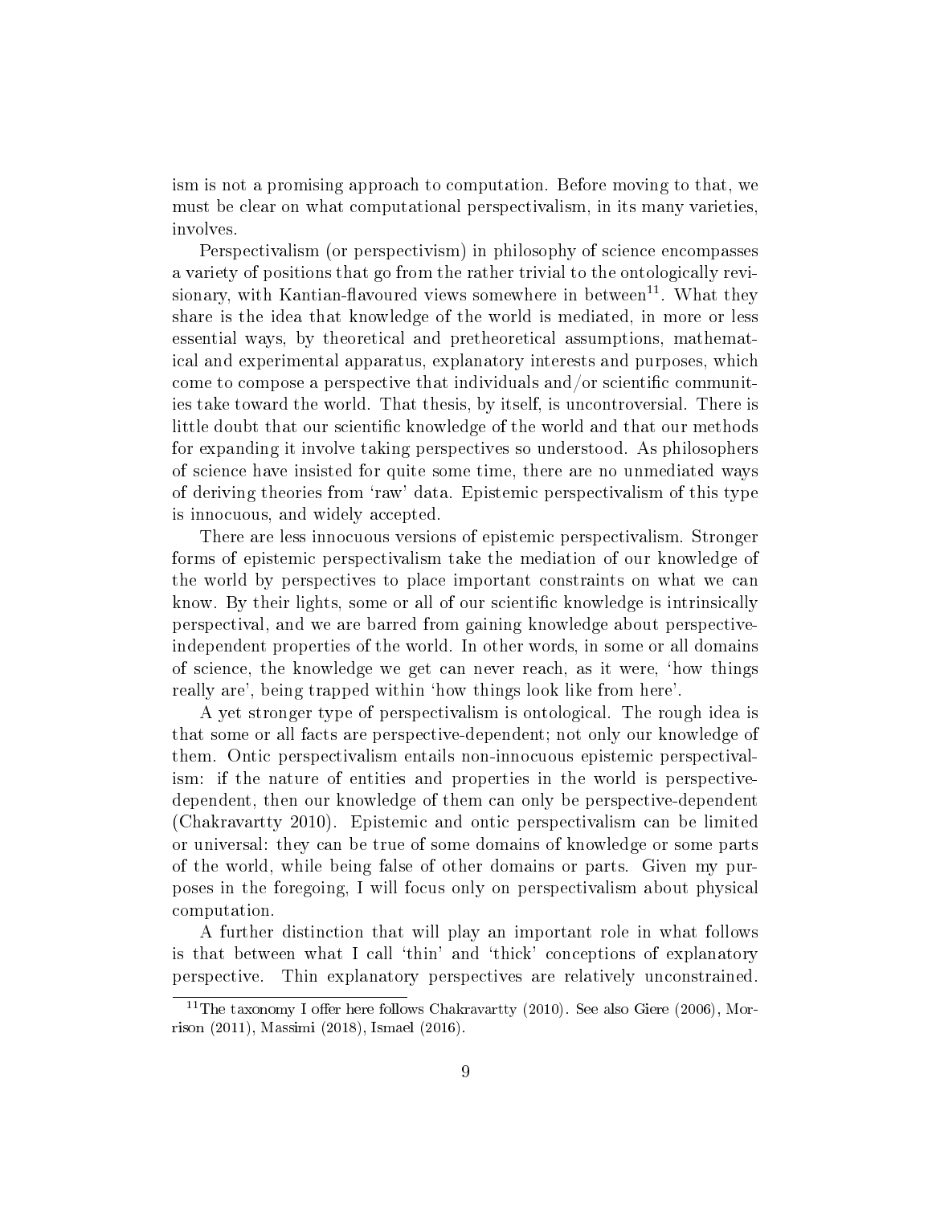ism is not a promising approach to computation. Before moving to that, we must be clear on what computational perspectivalism, in its many varieties, involves.

Perspectivalism (or perspectivism) in philosophy of science encompasses a variety of positions that go from the rather trivial to the ontologically revisionary, with Kantian-flavoured views somewhere in between[11]. What they share is the idea that knowledge of the world is mediated, in more or less essential ways, by theoretical and pretheoretical assumptions, mathematical and experimental apparatus, explanatory interests and purposes, which come to compose a perspective that individuals and/or scientific communities take toward the world. That thesis, by itself, is uncontroversial. There is little doubt that our scientific knowledge of the world and that our methods for expanding it involve taking perspectives so understood. As philosophers of science have insisted for quite some time, there are no unmediated ways of deriving theories from 'raw' data. Epistemic perspectivalism of this type is innocuous, and widely accepted.

There are less innocuous versions of epistemic perspectivalism. Stronger forms of epistemic perspectivalism take the mediation of our knowledge of the world by perspectives to place important constraints on what we can know. By their lights, some or all of our scientific knowledge is intrinsically perspectival, and we are barred from gaining knowledge about perspective-independent properties of the world. In other words, in some or all domains of science, the knowledge we get can never reach, as it were, 'how things really are', being trapped within 'how things look like from here'.

A yet stronger type of perspectivalism is ontological. The rough idea is that some or all facts are perspective-dependent; not only our knowledge of them. Ontic perspectivalism entails non-innocuous epistemic perspectivalism: if the nature of entities and properties in the world is perspective-dependent, then our knowledge of them can only be perspective-dependent (Chakravartty 2010). Epistemic and ontic perspectivalism can be limited or universal: they can be true of some domains of knowledge or some parts of the world, while being false of other domains or parts. Given my purposes in the foregoing, I will focus only on perspectivalism about physical computation.

A further distinction that will play an important role in what follows is that between what I call 'thin' and 'thick' conceptions of explanatory perspective. Thin explanatory perspectives are relatively unconstrained.

[11] The taxonomy I offer here follows Chakravartty (2010). See also Giere (2006), Morrison (2011), Massimi (2018), Ismael (2016).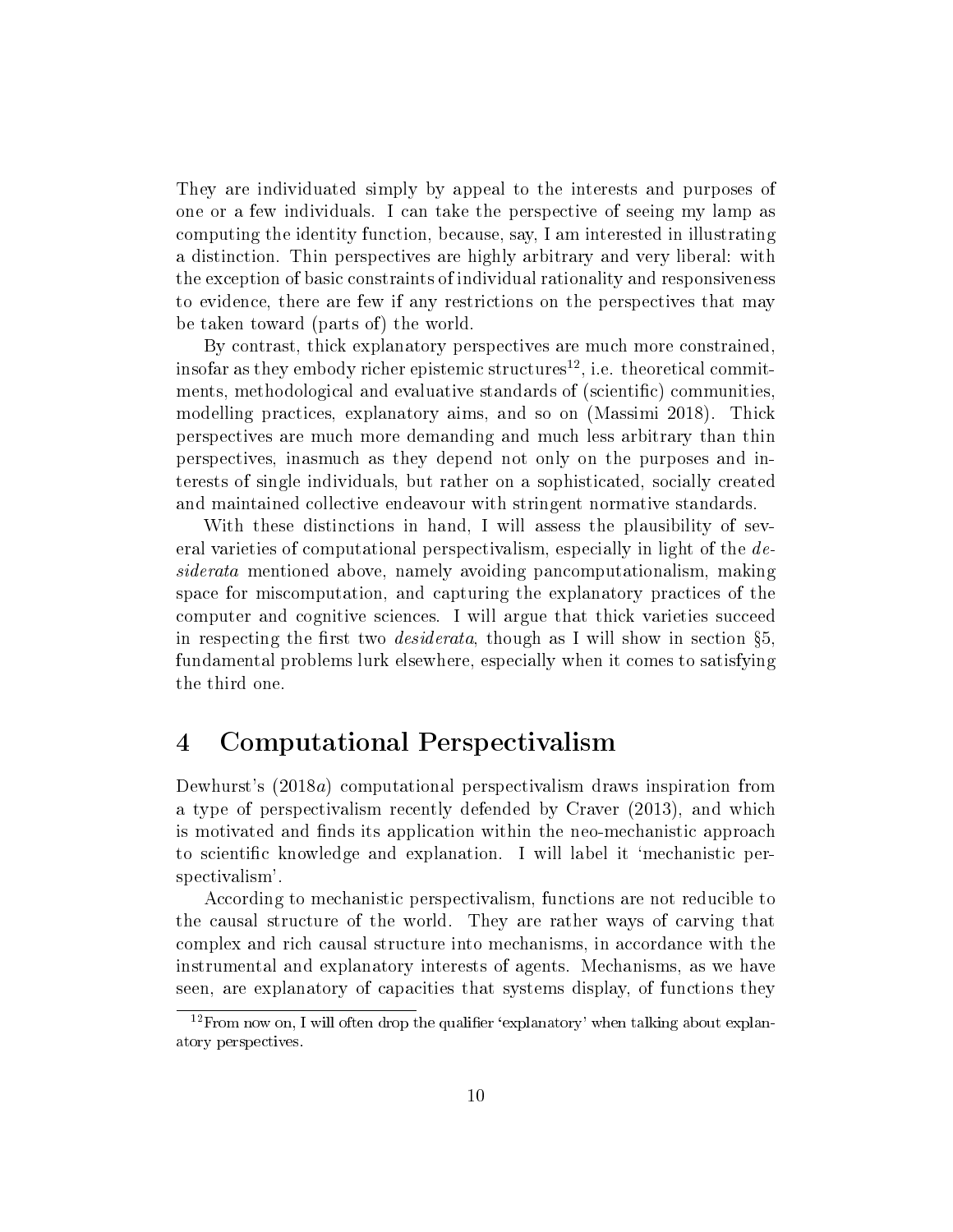They are individuated simply by appeal to the interests and purposes of one or a few individuals. I can take the perspective of seeing my lamp as computing the identity function, because, say, I am interested in illustrating a distinction. Thin perspectives are highly arbitrary and very liberal: with the exception of basic constraints of individual rationality and responsiveness to evidence, there are few if any restrictions on the perspectives that may be taken toward (parts of) the world.

By contrast, thick explanatory perspectives are much more constrained, insofar as they embody richer epistemic structures[12], i.e. theoretical commitments, methodological and evaluative standards of (scientific) communities, modelling practices, explanatory aims, and so on (Massimi 2018). Thick perspectives are much more demanding and much less arbitrary than thin perspectives, inasmuch as they depend not only on the purposes and interests of single individuals, but rather on a sophisticated, socially created and maintained collective endeavour with stringent normative standards.

With these distinctions in hand, I will assess the plausibility of several varieties of computational perspectivalism, especially in light of the *desiderata* mentioned above, namely avoiding pancomputationalism, making space for miscomputation, and capturing the explanatory practices of the computer and cognitive sciences. I will argue that thick varieties succeed in respecting the first two *desiderata*, though as I will show in section §5, fundamental problems lurk elsewhere, especially when it comes to satisfying the third one.

# 4 Computational Perspectivalism

Dewhurst's (2018*a*) computational perspectivalism draws inspiration from a type of perspectivalism recently defended by Craver (2013), and which is motivated and finds its application within the neo-mechanistic approach to scientific knowledge and explanation. I will label it 'mechanistic perspectivalism'.

According to mechanistic perspectivalism, functions are not reducible to the causal structure of the world. They are rather ways of carving that complex and rich causal structure into mechanisms, in accordance with the instrumental and explanatory interests of agents. Mechanisms, as we have seen, are explanatory of capacities that systems display, of functions they

[12] From now on, I will often drop the qualifier 'explanatory' when talking about explanatory perspectives.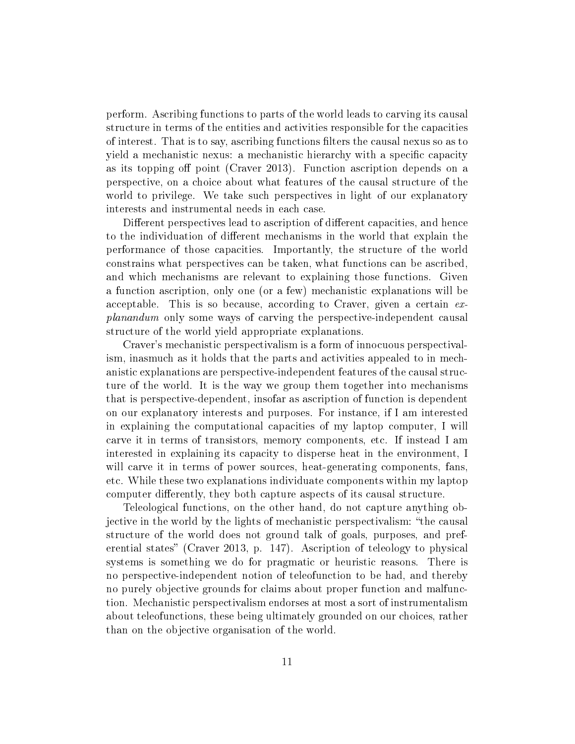perform. Ascribing functions to parts of the world leads to carving its causal structure in terms of the entities and activities responsible for the capacities of interest. That is to say, ascribing functions filters the causal nexus so as to yield a mechanistic nexus: a mechanistic hierarchy with a specific capacity as its topping off point (Craver 2013). Function ascription depends on a perspective, on a choice about what features of the causal structure of the world to privilege. We take such perspectives in light of our explanatory interests and instrumental needs in each case.

Different perspectives lead to ascription of different capacities, and hence to the individuation of different mechanisms in the world that explain the performance of those capacities. Importantly, the structure of the world constrains what perspectives can be taken, what functions can be ascribed, and which mechanisms are relevant to explaining those functions. Given a function ascription, only one (or a few) mechanistic explanations will be acceptable. This is so because, according to Craver, given a certain *explanandum* only some ways of carving the perspective-independent causal structure of the world yield appropriate explanations.

Craver's mechanistic perspectivalism is a form of innocuous perspectivalism, inasmuch as it holds that the parts and activities appealed to in mechanistic explanations are perspective-independent features of the causal structure of the world. It is the way we group them together into mechanisms that is perspective-dependent, insofar as ascription of function is dependent on our explanatory interests and purposes. For instance, if I am interested in explaining the computational capacities of my laptop computer, I will carve it in terms of transistors, memory components, etc. If instead I am interested in explaining its capacity to disperse heat in the environment, I will carve it in terms of power sources, heat-generating components, fans, etc. While these two explanations individuate components within my laptop computer differently, they both capture aspects of its causal structure.

Teleological functions, on the other hand, do not capture anything objective in the world by the lights of mechanistic perspectivalism: "the causal structure of the world does not ground talk of goals, purposes, and preferential states" (Craver 2013, p. 147). Ascription of teleology to physical systems is something we do for pragmatic or heuristic reasons. There is no perspective-independent notion of teleofunction to be had, and thereby no purely objective grounds for claims about proper function and malfunction. Mechanistic perspectivalism endorses at most a sort of instrumentalism about teleofunctions, these being ultimately grounded on our choices, rather than on the objective organisation of the world.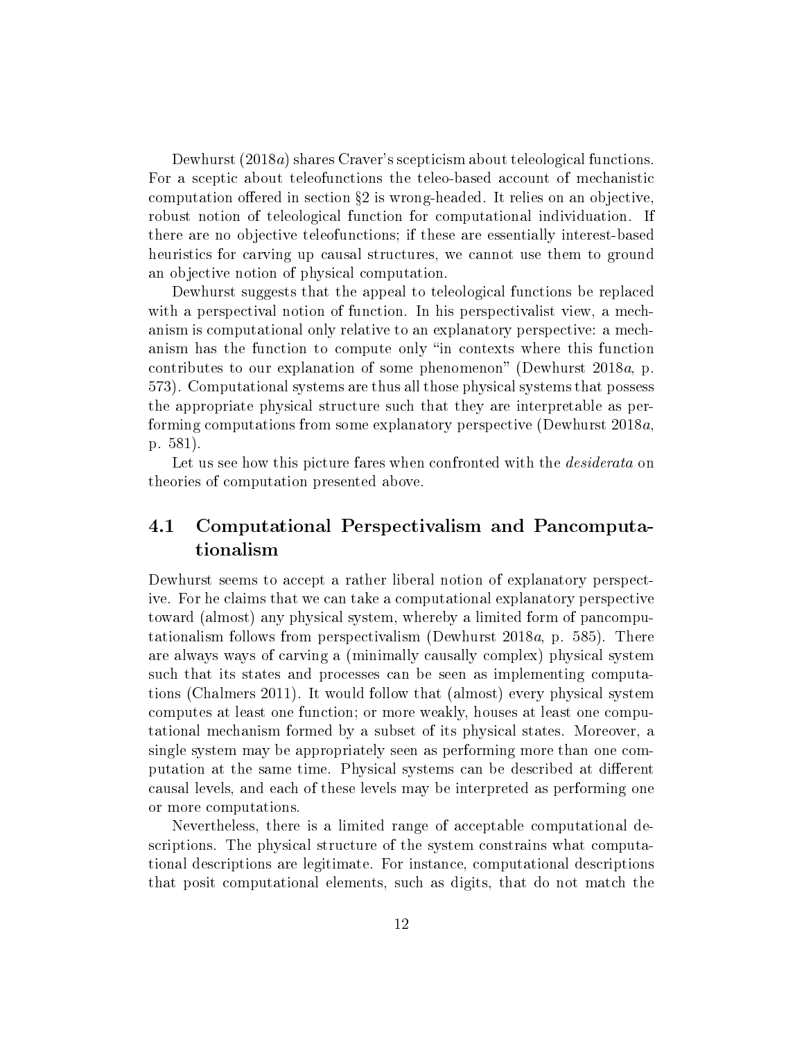Dewhurst (2018*a*) shares Craver's scepticism about teleological functions. For a sceptic about teleofunctions the teleo-based account of mechanistic computation offered in section §2 is wrong-headed. It relies on an objective, robust notion of teleological function for computational individuation. If there are no objective teleofunctions; if these are essentially interest-based heuristics for carving up causal structures, we cannot use them to ground an objective notion of physical computation.

Dewhurst suggests that the appeal to teleological functions be replaced with a perspectival notion of function. In his perspectivalist view, a mechanism is computational only relative to an explanatory perspective: a mechanism has the function to compute only "in contexts where this function contributes to our explanation of some phenomenon" (Dewhurst 2018*a*, p. 573). Computational systems are thus all those physical systems that possess the appropriate physical structure such that they are interpretable as performing computations from some explanatory perspective (Dewhurst 2018*a*, p. 581).

Let us see how this picture fares when confronted with the *desiderata* on theories of computation presented above.

## 4.1 Computational Perspectivalism and Pancomputationalism

Dewhurst seems to accept a rather liberal notion of explanatory perspective. For he claims that we can take a computational explanatory perspective toward (almost) any physical system, whereby a limited form of pancomputationalism follows from perspectivalism (Dewhurst 2018*a*, p. 585). There are always ways of carving a (minimally causally complex) physical system such that its states and processes can be seen as implementing computations (Chalmers 2011). It would follow that (almost) every physical system computes at least one function; or more weakly, houses at least one computational mechanism formed by a subset of its physical states. Moreover, a single system may be appropriately seen as performing more than one computation at the same time. Physical systems can be described at different causal levels, and each of these levels may be interpreted as performing one or more computations.

Nevertheless, there is a limited range of acceptable computational descriptions. The physical structure of the system constrains what computational descriptions are legitimate. For instance, computational descriptions that posit computational elements, such as digits, that do not match the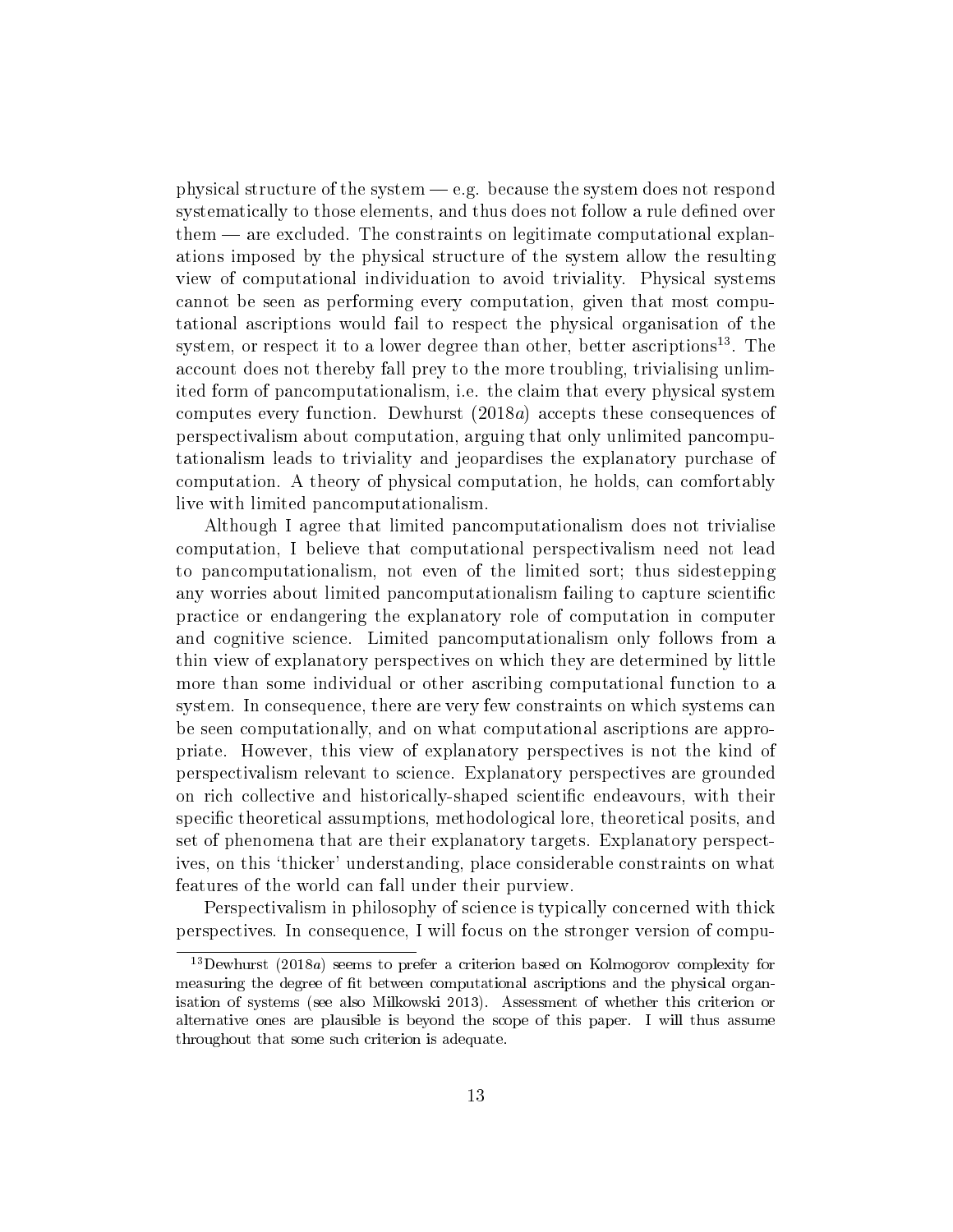physical structure of the system — e.g. because the system does not respond systematically to those elements, and thus does not follow a rule defined over them — are excluded. The constraints on legitimate computational explanations imposed by the physical structure of the system allow the resulting view of computational individuation to avoid triviality. Physical systems cannot be seen as performing every computation, given that most computational ascriptions would fail to respect the physical organisation of the system, or respect it to a lower degree than other, better ascriptions[13]. The account does not thereby fall prey to the more troubling, trivialising unlimited form of pancomputationalism, i.e. the claim that every physical system computes every function. Dewhurst (2018*a*) accepts these consequences of perspectivalism about computation, arguing that only unlimited pancomputationalism leads to triviality and jeopardises the explanatory purchase of computation. A theory of physical computation, he holds, can comfortably live with limited pancomputationalism.

Although I agree that limited pancomputationalism does not trivialise computation, I believe that computational perspectivalism need not lead to pancomputationalism, not even of the limited sort; thus sidestepping any worries about limited pancomputationalism failing to capture scientific practice or endangering the explanatory role of computation in computer and cognitive science. Limited pancomputationalism only follows from a thin view of explanatory perspectives on which they are determined by little more than some individual or other ascribing computational function to a system. In consequence, there are very few constraints on which systems can be seen computationally, and on what computational ascriptions are appropriate. However, this view of explanatory perspectives is not the kind of perspectivalism relevant to science. Explanatory perspectives are grounded on rich collective and historically-shaped scientific endeavours, with their specific theoretical assumptions, methodological lore, theoretical posits, and set of phenomena that are their explanatory targets. Explanatory perspectives, on this 'thicker' understanding, place considerable constraints on what features of the world can fall under their purview.

Perspectivalism in philosophy of science is typically concerned with thick perspectives. In consequence, I will focus on the stronger version of compu-

[13] Dewhurst (2018*a*) seems to prefer a criterion based on Kolmogorov complexity for measuring the degree of fit between computational ascriptions and the physical organisation of systems (see also Miłkowski 2013). Assessment of whether this criterion or alternative ones are plausible is beyond the scope of this paper. I will thus assume throughout that some such criterion is adequate.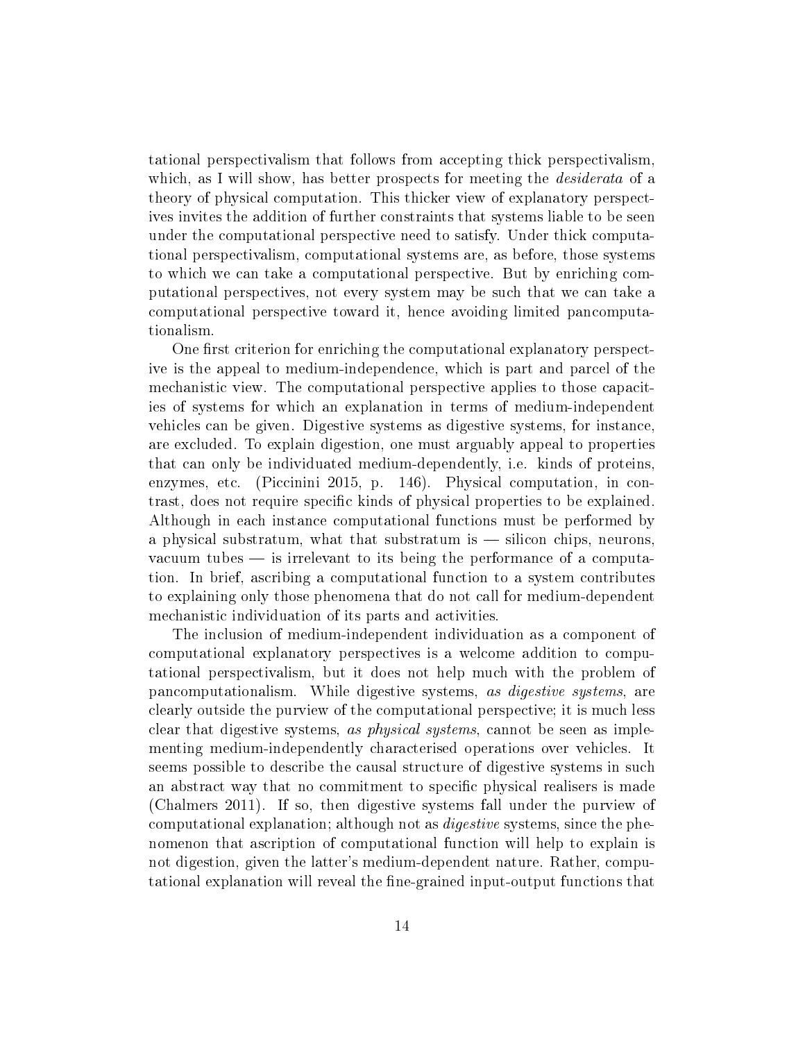tational perspectivalism that follows from accepting thick perspectivalism, which, as I will show, has better prospects for meeting the *desiderata* of a theory of physical computation. This thicker view of explanatory perspectives invites the addition of further constraints that systems liable to be seen under the computational perspective need to satisfy. Under thick computational perspectivalism, computational systems are, as before, those systems to which we can take a computational perspective. But by enriching computational perspectives, not every system may be such that we can take a computational perspective toward it, hence avoiding limited pancomputationalism.

One first criterion for enriching the computational explanatory perspective is the appeal to medium-independence, which is part and parcel of the mechanistic view. The computational perspective applies to those capacities of systems for which an explanation in terms of medium-independent vehicles can be given. Digestive systems as digestive systems, for instance, are excluded. To explain digestion, one must arguably appeal to properties that can only be individuated medium-dependently, i.e. kinds of proteins, enzymes, etc. (Piccinini 2015, p. 146). Physical computation, in contrast, does not require specific kinds of physical properties to be explained. Although in each instance computational functions must be performed by a physical substratum, what that substratum is — silicon chips, neurons, vacuum tubes — is irrelevant to its being the performance of a computation. In brief, ascribing a computational function to a system contributes to explaining only those phenomena that do not call for medium-dependent mechanistic individuation of its parts and activities.

The inclusion of medium-independent individuation as a component of computational explanatory perspectives is a welcome addition to computational perspectivalism, but it does not help much with the problem of pancomputationalism. While digestive systems, *as digestive systems*, are clearly outside the purview of the computational perspective; it is much less clear that digestive systems, *as physical systems*, cannot be seen as implementing medium-independently characterised operations over vehicles. It seems possible to describe the causal structure of digestive systems in such an abstract way that no commitment to specific physical realisers is made (Chalmers 2011). If so, then digestive systems fall under the purview of computational explanation; although not as *digestive* systems, since the phenomenon that ascription of computational function will help to explain is not digestion, given the latter's medium-dependent nature. Rather, computational explanation will reveal the fine-grained input-output functions that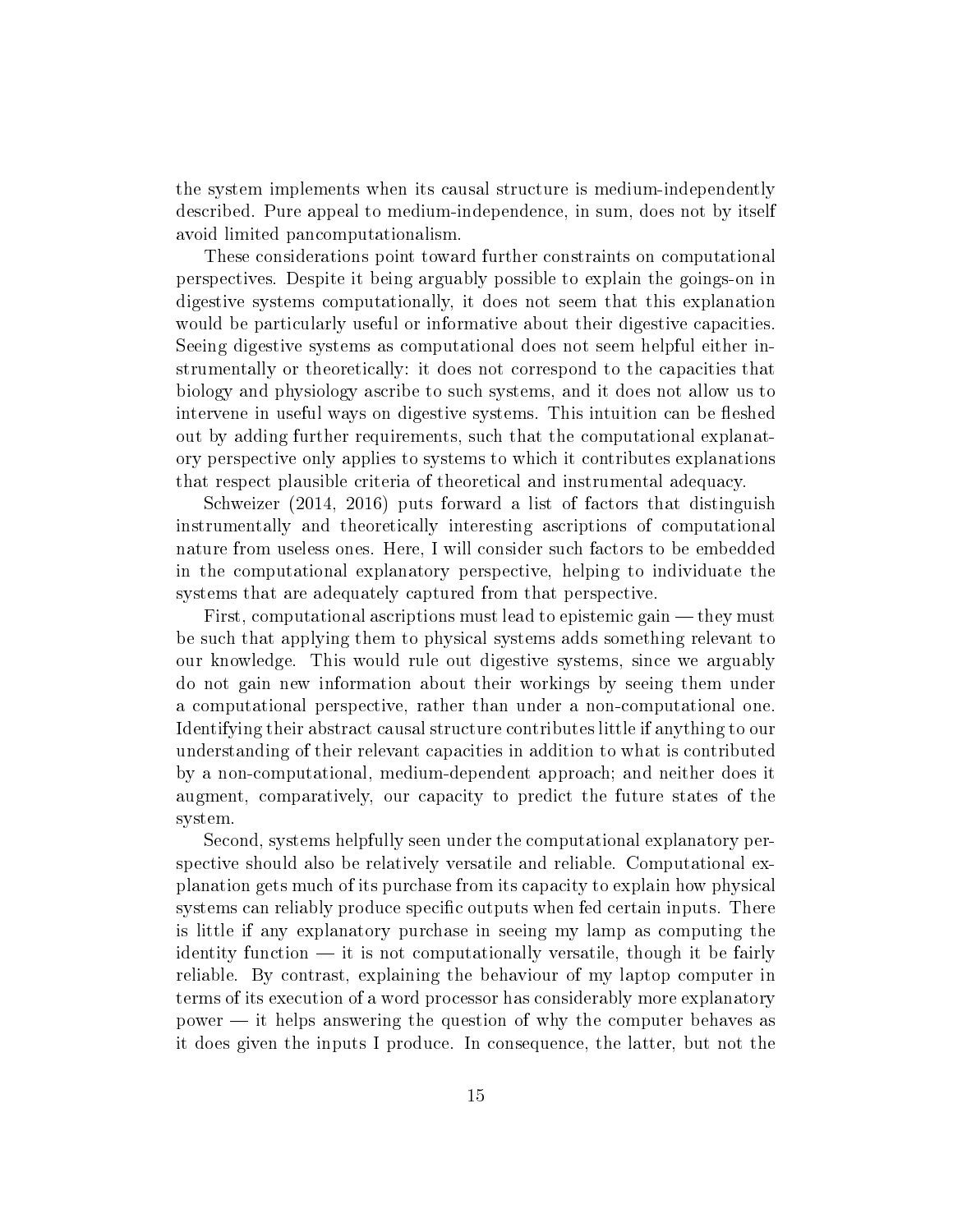the system implements when its causal structure is medium-independently described. Pure appeal to medium-independence, in sum, does not by itself avoid limited pancomputationalism.

These considerations point toward further constraints on computational perspectives. Despite it being arguably possible to explain the goings-on in digestive systems computationally, it does not seem that this explanation would be particularly useful or informative about their digestive capacities. Seeing digestive systems as computational does not seem helpful either instrumentally or theoretically: it does not correspond to the capacities that biology and physiology ascribe to such systems, and it does not allow us to intervene in useful ways on digestive systems. This intuition can be fleshed out by adding further requirements, such that the computational explanatory perspective only applies to systems to which it contributes explanations that respect plausible criteria of theoretical and instrumental adequacy.

Schweizer (2014, 2016) puts forward a list of factors that distinguish instrumentally and theoretically interesting ascriptions of computational nature from useless ones. Here, I will consider such factors to be embedded in the computational explanatory perspective, helping to individuate the systems that are adequately captured from that perspective.

First, computational ascriptions must lead to epistemic gain — they must be such that applying them to physical systems adds something relevant to our knowledge. This would rule out digestive systems, since we arguably do not gain new information about their workings by seeing them under a computational perspective, rather than under a non-computational one. Identifying their abstract causal structure contributes little if anything to our understanding of their relevant capacities in addition to what is contributed by a non-computational, medium-dependent approach; and neither does it augment, comparatively, our capacity to predict the future states of the system.

Second, systems helpfully seen under the computational explanatory perspective should also be relatively versatile and reliable. Computational explanation gets much of its purchase from its capacity to explain how physical systems can reliably produce specific outputs when fed certain inputs. There is little if any explanatory purchase in seeing my lamp as computing the identity function — it is not computationally versatile, though it be fairly reliable. By contrast, explaining the behaviour of my laptop computer in terms of its execution of a word processor has considerably more explanatory power — it helps answering the question of why the computer behaves as it does given the inputs I produce. In consequence, the latter, but not the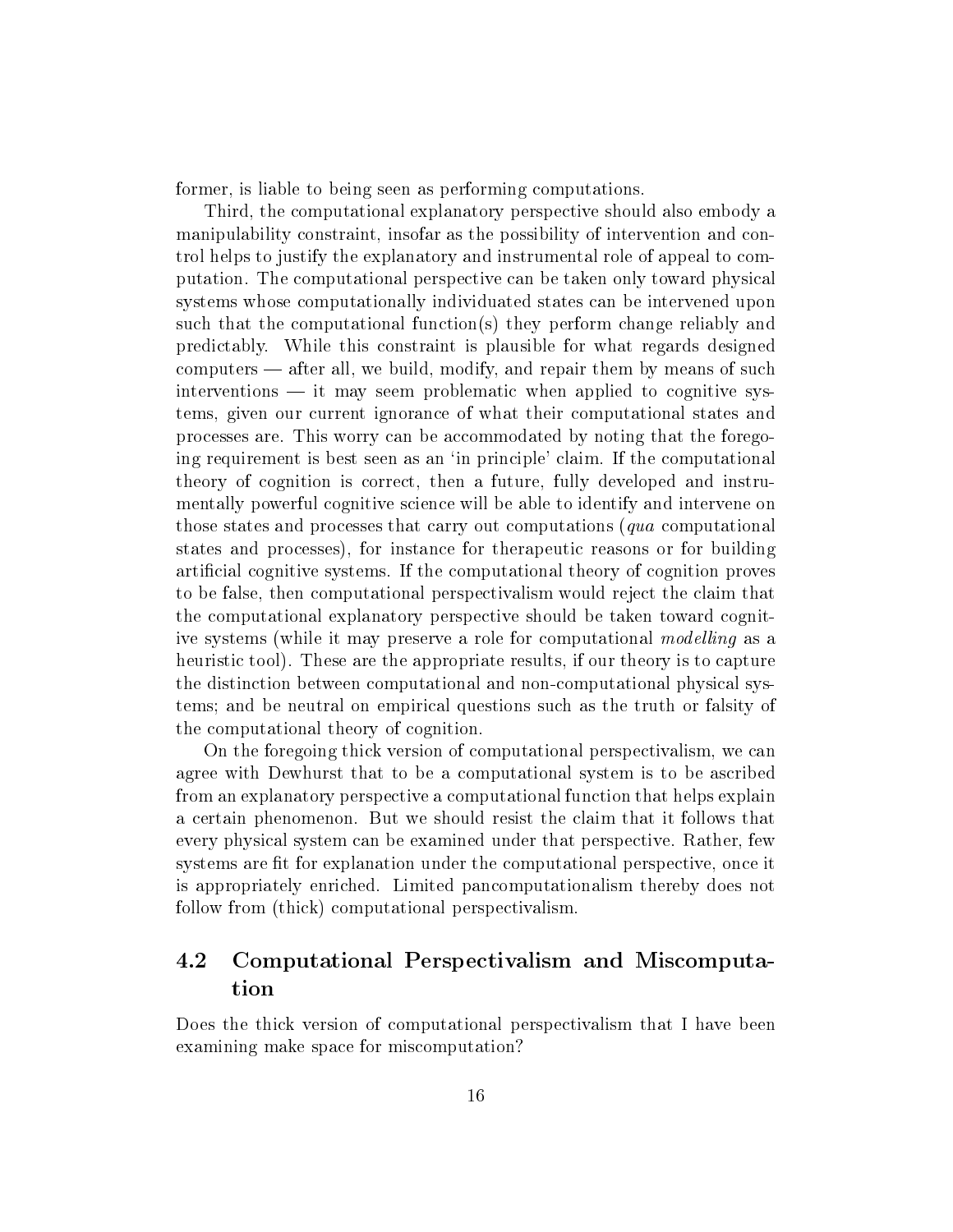former, is liable to being seen as performing computations.

Third, the computational explanatory perspective should also embody a manipulability constraint, insofar as the possibility of intervention and control helps to justify the explanatory and instrumental role of appeal to computation. The computational perspective can be taken only toward physical systems whose computationally individuated states can be intervened upon such that the computational function(s) they perform change reliably and predictably. While this constraint is plausible for what regards designed computers — after all, we build, modify, and repair them by means of such interventions — it may seem problematic when applied to cognitive systems, given our current ignorance of what their computational states and processes are. This worry can be accommodated by noting that the foregoing requirement is best seen as an 'in principle' claim. If the computational theory of cognition is correct, then a future, fully developed and instrumentally powerful cognitive science will be able to identify and intervene on those states and processes that carry out computations (*qua* computational states and processes), for instance for therapeutic reasons or for building artificial cognitive systems. If the computational theory of cognition proves to be false, then computational perspectivalism would reject the claim that the computational explanatory perspective should be taken toward cognitive systems (while it may preserve a role for computational *modelling* as a heuristic tool). These are the appropriate results, if our theory is to capture the distinction between computational and non-computational physical systems; and be neutral on empirical questions such as the truth or falsity of the computational theory of cognition.

On the foregoing thick version of computational perspectivalism, we can agree with Dewhurst that to be a computational system is to be ascribed from an explanatory perspective a computational function that helps explain a certain phenomenon. But we should resist the claim that it follows that every physical system can be examined under that perspective. Rather, few systems are fit for explanation under the computational perspective, once it is appropriately enriched. Limited pancomputationalism thereby does not follow from (thick) computational perspectivalism.

## 4.2 Computational Perspectivalism and Miscomputation

Does the thick version of computational perspectivalism that I have been examining make space for miscomputation?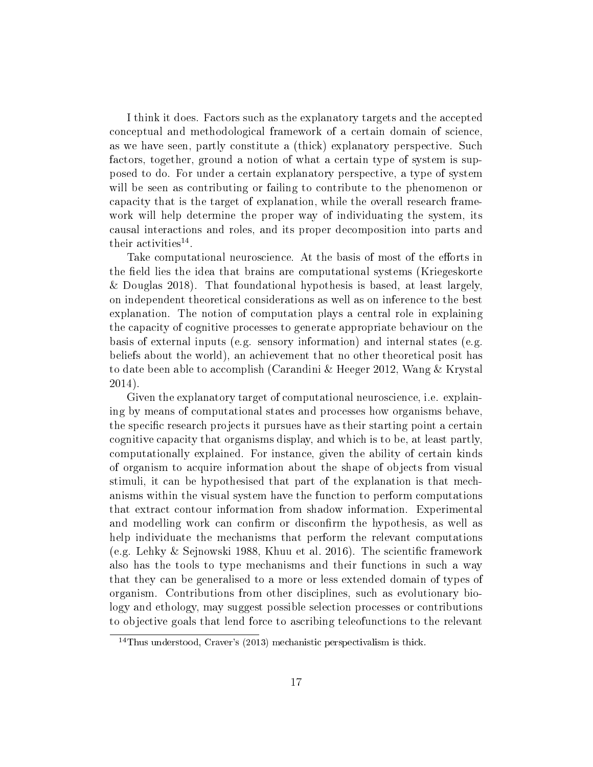I think it does. Factors such as the explanatory targets and the accepted conceptual and methodological framework of a certain domain of science, as we have seen, partly constitute a (thick) explanatory perspective. Such factors, together, ground a notion of what a certain type of system is supposed to do. For under a certain explanatory perspective, a type of system will be seen as contributing or failing to contribute to the phenomenon or capacity that is the target of explanation, while the overall research framework will help determine the proper way of individuating the system, its causal interactions and roles, and its proper decomposition into parts and their activities[14].

Take computational neuroscience. At the basis of most of the efforts in the field lies the idea that brains are computational systems (Kriegeskorte & Douglas 2018). That foundational hypothesis is based, at least largely, on independent theoretical considerations as well as on inference to the best explanation. The notion of computation plays a central role in explaining the capacity of cognitive processes to generate appropriate behaviour on the basis of external inputs (e.g. sensory information) and internal states (e.g. beliefs about the world), an achievement that no other theoretical posit has to date been able to accomplish (Carandini & Heeger 2012, Wang & Krystal 2014).

Given the explanatory target of computational neuroscience, i.e. explaining by means of computational states and processes how organisms behave, the specific research projects it pursues have as their starting point a certain cognitive capacity that organisms display, and which is to be, at least partly, computationally explained. For instance, given the ability of certain kinds of organism to acquire information about the shape of objects from visual stimuli, it can be hypothesised that part of the explanation is that mechanisms within the visual system have the function to perform computations that extract contour information from shadow information. Experimental and modelling work can confirm or disconfirm the hypothesis, as well as help individuate the mechanisms that perform the relevant computations (e.g. Lehky & Sejnowski 1988, Khuu et al. 2016). The scientific framework also has the tools to type mechanisms and their functions in such a way that they can be generalised to a more or less extended domain of types of organism. Contributions from other disciplines, such as evolutionary biology and ethology, may suggest possible selection processes or contributions to objective goals that lend force to ascribing teleofunctions to the relevant

[14] Thus understood, Craver's (2013) mechanistic perspectivalism is thick.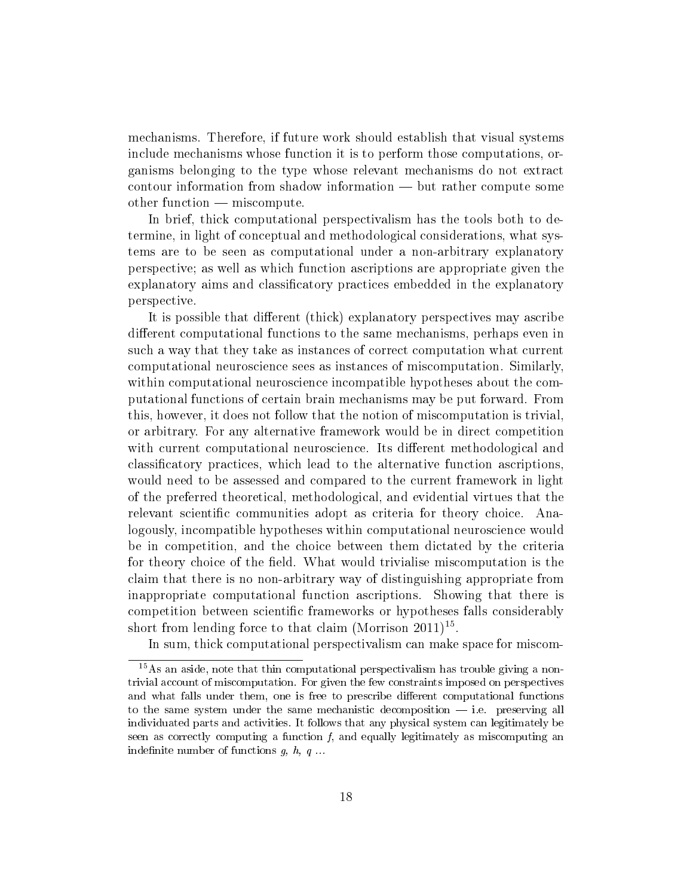mechanisms. Therefore, if future work should establish that visual systems include mechanisms whose function it is to perform those computations, organisms belonging to the type whose relevant mechanisms do not extract contour information from shadow information — but rather compute some other function — miscompute.

In brief, thick computational perspectivalism has the tools both to determine, in light of conceptual and methodological considerations, what systems are to be seen as computational under a non-arbitrary explanatory perspective; as well as which function ascriptions are appropriate given the explanatory aims and classificatory practices embedded in the explanatory perspective.

It is possible that different (thick) explanatory perspectives may ascribe different computational functions to the same mechanisms, perhaps even in such a way that they take as instances of correct computation what current computational neuroscience sees as instances of miscomputation. Similarly, within computational neuroscience incompatible hypotheses about the computational functions of certain brain mechanisms may be put forward. From this, however, it does not follow that the notion of miscomputation is trivial, or arbitrary. For any alternative framework would be in direct competition with current computational neuroscience. Its different methodological and classificatory practices, which lead to the alternative function ascriptions, would need to be assessed and compared to the current framework in light of the preferred theoretical, methodological, and evidential virtues that the relevant scientific communities adopt as criteria for theory choice. Analogously, incompatible hypotheses within computational neuroscience would be in competition, and the choice between them dictated by the criteria for theory choice of the field. What would trivialise miscomputation is the claim that there is no non-arbitrary way of distinguishing appropriate from inappropriate computational function ascriptions. Showing that there is competition between scientific frameworks or hypotheses falls considerably short from lending force to that claim (Morrison 2011)[15].

In sum, thick computational perspectivalism can make space for miscom-

[15] As an aside, note that thin computational perspectivalism has trouble giving a non-trivial account of miscomputation. For given the few constraints imposed on perspectives and what falls under them, one is free to prescribe different computational functions to the same system under the same mechanistic decomposition — i.e. preserving all individuated parts and activities. It follows that any physical system can legitimately be seen as correctly computing a function *f*, and equally legitimately as miscomputing an indefinite number of functions *g*, *h*, *q* ...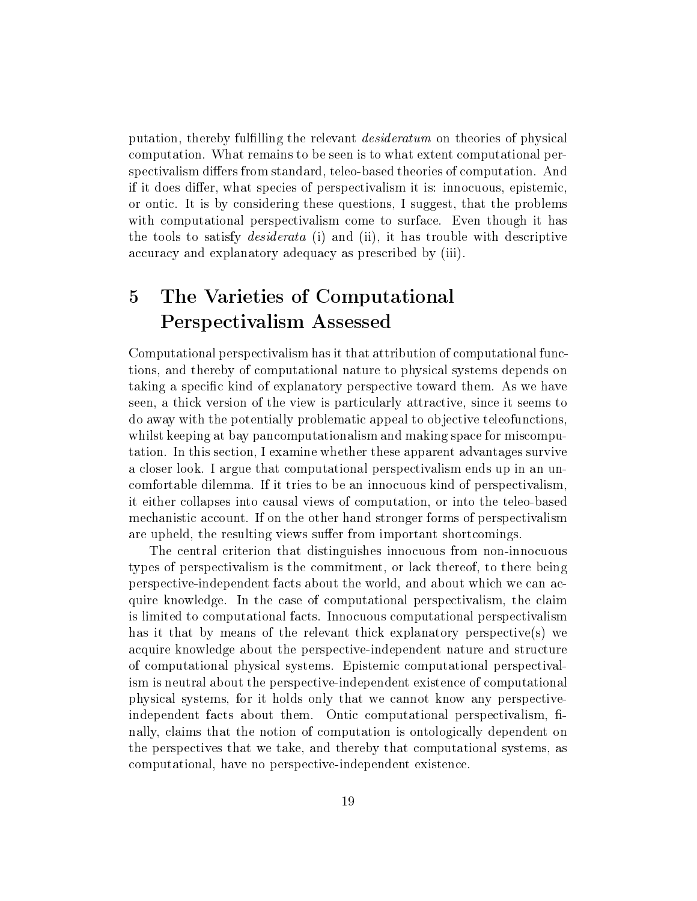putation, thereby fulfilling the relevant *desideratum* on theories of physical computation. What remains to be seen is to what extent computational perspectivalism differs from standard, teleo-based theories of computation. And if it does differ, what species of perspectivalism it is: innocuous, epistemic, or ontic. It is by considering these questions, I suggest, that the problems with computational perspectivalism come to surface. Even though it has the tools to satisfy *desiderata* (i) and (ii), it has trouble with descriptive accuracy and explanatory adequacy as prescribed by (iii).

# 5 The Varieties of Computational Perspectivalism Assessed

Computational perspectivalism has it that attribution of computational functions, and thereby of computational nature to physical systems depends on taking a specific kind of explanatory perspective toward them. As we have seen, a thick version of the view is particularly attractive, since it seems to do away with the potentially problematic appeal to objective teleofunctions, whilst keeping at bay pancomputationalism and making space for miscomputation. In this section, I examine whether these apparent advantages survive a closer look. I argue that computational perspectivalism ends up in an uncomfortable dilemma. If it tries to be an innocuous kind of perspectivalism, it either collapses into causal views of computation, or into the teleo-based mechanistic account. If on the other hand stronger forms of perspectivalism are upheld, the resulting views suffer from important shortcomings.

The central criterion that distinguishes innocuous from non-innocuous types of perspectivalism is the commitment, or lack thereof, to there being perspective-independent facts about the world, and about which we can acquire knowledge. In the case of computational perspectivalism, the claim is limited to computational facts. Innocuous computational perspectivalism has it that by means of the relevant thick explanatory perspective(s) we acquire knowledge about the perspective-independent nature and structure of computational physical systems. Epistemic computational perspectivalism is neutral about the perspective-independent existence of computational physical systems, for it holds only that we cannot know any perspective-independent facts about them. Ontic computational perspectivalism, finally, claims that the notion of computation is ontologically dependent on the perspectives that we take, and thereby that computational systems, as computational, have no perspective-independent existence.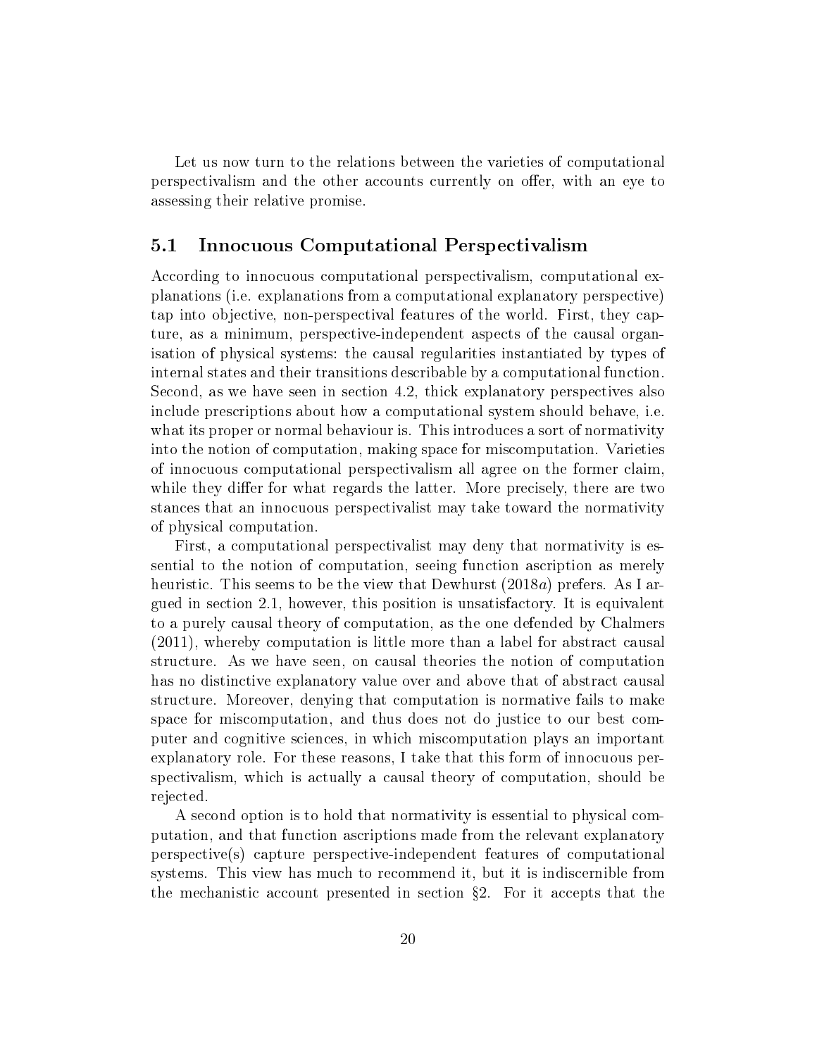Let us now turn to the relations between the varieties of computational perspectivalism and the other accounts currently on offer, with an eye to assessing their relative promise.

## 5.1 Innocuous Computational Perspectivalism

According to innocuous computational perspectivalism, computational explanations (i.e. explanations from a computational explanatory perspective) tap into objective, non-perspectival features of the world. First, they capture, as a minimum, perspective-independent aspects of the causal organisation of physical systems: the causal regularities instantiated by types of internal states and their transitions describable by a computational function. Second, as we have seen in section 4.2, thick explanatory perspectives also include prescriptions about how a computational system should behave, i.e. what its proper or normal behaviour is. This introduces a sort of normativity into the notion of computation, making space for miscomputation. Varieties of innocuous computational perspectivalism all agree on the former claim, while they differ for what regards the latter. More precisely, there are two stances that an innocuous perspectivalist may take toward the normativity of physical computation.

First, a computational perspectivalist may deny that normativity is essential to the notion of computation, seeing function ascription as merely heuristic. This seems to be the view that Dewhurst (2018*a*) prefers. As I argued in section 2.1, however, this position is unsatisfactory. It is equivalent to a purely causal theory of computation, as the one defended by Chalmers (2011), whereby computation is little more than a label for abstract causal structure. As we have seen, on causal theories the notion of computation has no distinctive explanatory value over and above that of abstract causal structure. Moreover, denying that computation is normative fails to make space for miscomputation, and thus does not do justice to our best computer and cognitive sciences, in which miscomputation plays an important explanatory role. For these reasons, I take that this form of innocuous perspectivalism, which is actually a causal theory of computation, should be rejected.

A second option is to hold that normativity is essential to physical computation, and that function ascriptions made from the relevant explanatory perspective(s) capture perspective-independent features of computational systems. This view has much to recommend it, but it is indiscernible from the mechanistic account presented in section §2. For it accepts that the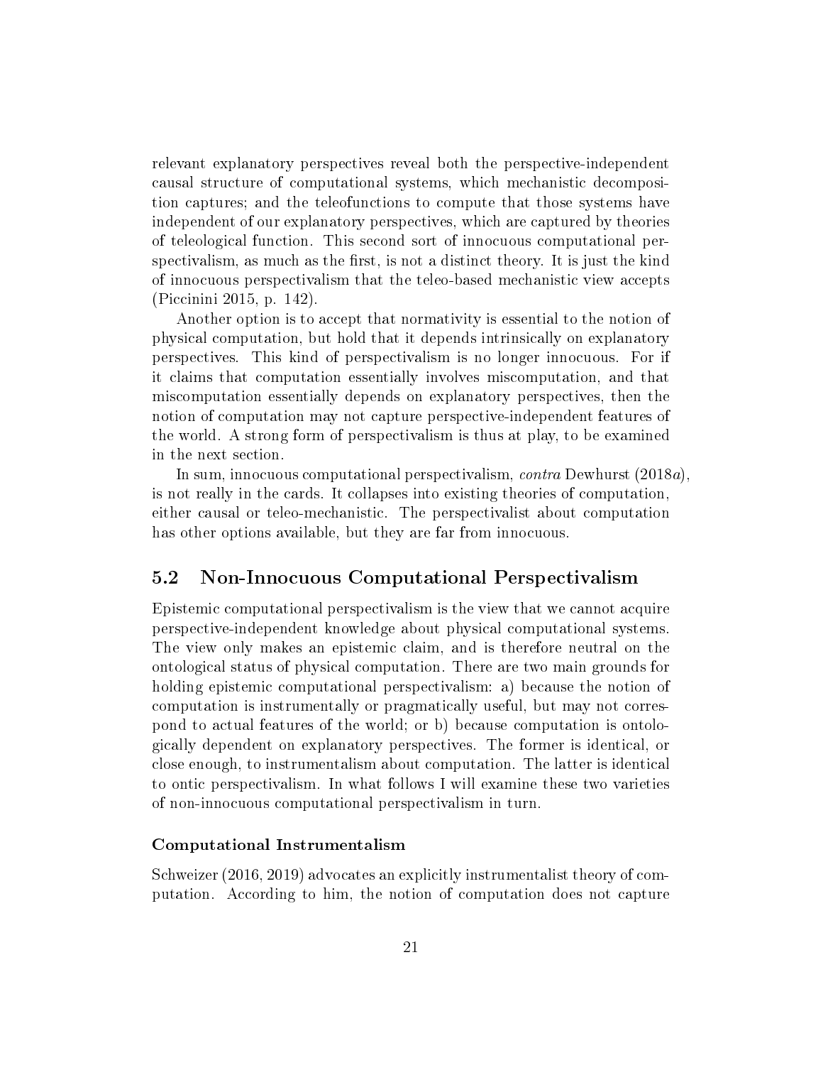relevant explanatory perspectives reveal both the perspective-independent causal structure of computational systems, which mechanistic decomposition captures; and the teleofunctions to compute that those systems have independent of our explanatory perspectives, which are captured by theories of teleological function. This second sort of innocuous computational perspectivalism, as much as the first, is not a distinct theory. It is just the kind of innocuous perspectivalism that the teleo-based mechanistic view accepts (Piccinini 2015, p. 142).

Another option is to accept that normativity is essential to the notion of physical computation, but hold that it depends intrinsically on explanatory perspectives. This kind of perspectivalism is no longer innocuous. For if it claims that computation essentially involves miscomputation, and that miscomputation essentially depends on explanatory perspectives, then the notion of computation may not capture perspective-independent features of the world. A strong form of perspectivalism is thus at play, to be examined in the next section.

In sum, innocuous computational perspectivalism, *contra* Dewhurst (2018*a*), is not really in the cards. It collapses into existing theories of computation, either causal or teleo-mechanistic. The perspectivalist about computation has other options available, but they are far from innocuous.

## 5.2 Non-Innocuous Computational Perspectivalism

Epistemic computational perspectivalism is the view that we cannot acquire perspective-independent knowledge about physical computational systems. The view only makes an epistemic claim, and is therefore neutral on the ontological status of physical computation. There are two main grounds for holding epistemic computational perspectivalism: a) because the notion of computation is instrumentally or pragmatically useful, but may not correspond to actual features of the world; or b) because computation is ontologically dependent on explanatory perspectives. The former is identical, or close enough, to instrumentalism about computation. The latter is identical to ontic perspectivalism. In what follows I will examine these two varieties of non-innocuous computational perspectivalism in turn.

#### Computational Instrumentalism

Schweizer (2016, 2019) advocates an explicitly instrumentalist theory of computation. According to him, the notion of computation does not capture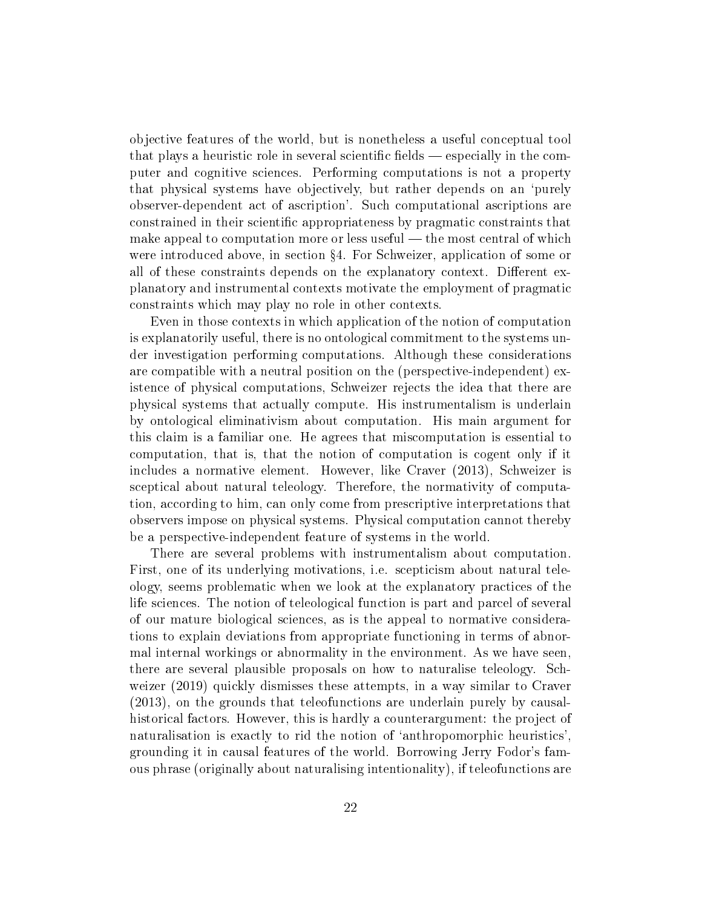objective features of the world, but is nonetheless a useful conceptual tool that plays a heuristic role in several scientific fields — especially in the computer and cognitive sciences. Performing computations is not a property that physical systems have objectively, but rather depends on an 'purely observer-dependent act of ascription'. Such computational ascriptions are constrained in their scientific appropriateness by pragmatic constraints that make appeal to computation more or less useful — the most central of which were introduced above, in section §4. For Schweizer, application of some or all of these constraints depends on the explanatory context. Different explanatory and instrumental contexts motivate the employment of pragmatic constraints which may play no role in other contexts.

Even in those contexts in which application of the notion of computation is explanatorily useful, there is no ontological commitment to the systems under investigation performing computations. Although these considerations are compatible with a neutral position on the (perspective-independent) existence of physical computations, Schweizer rejects the idea that there are physical systems that actually compute. His instrumentalism is underlain by ontological eliminativism about computation. His main argument for this claim is a familiar one. He agrees that miscomputation is essential to computation, that is, that the notion of computation is cogent only if it includes a normative element. However, like Craver (2013), Schweizer is sceptical about natural teleology. Therefore, the normativity of computation, according to him, can only come from prescriptive interpretations that observers impose on physical systems. Physical computation cannot thereby be a perspective-independent feature of systems in the world.

There are several problems with instrumentalism about computation. First, one of its underlying motivations, i.e. scepticism about natural teleology, seems problematic when we look at the explanatory practices of the life sciences. The notion of teleological function is part and parcel of several of our mature biological sciences, as is the appeal to normative considerations to explain deviations from appropriate functioning in terms of abnormal internal workings or abnormality in the environment. As we have seen, there are several plausible proposals on how to naturalise teleology. Schweizer (2019) quickly dismisses these attempts, in a way similar to Craver (2013), on the grounds that teleofunctions are underlain purely by causal-historical factors. However, this is hardly a counterargument: the project of naturalisation is exactly to rid the notion of 'anthropomorphic heuristics', grounding it in causal features of the world. Borrowing Jerry Fodor's famous phrase (originally about naturalising intentionality), if teleofunctions are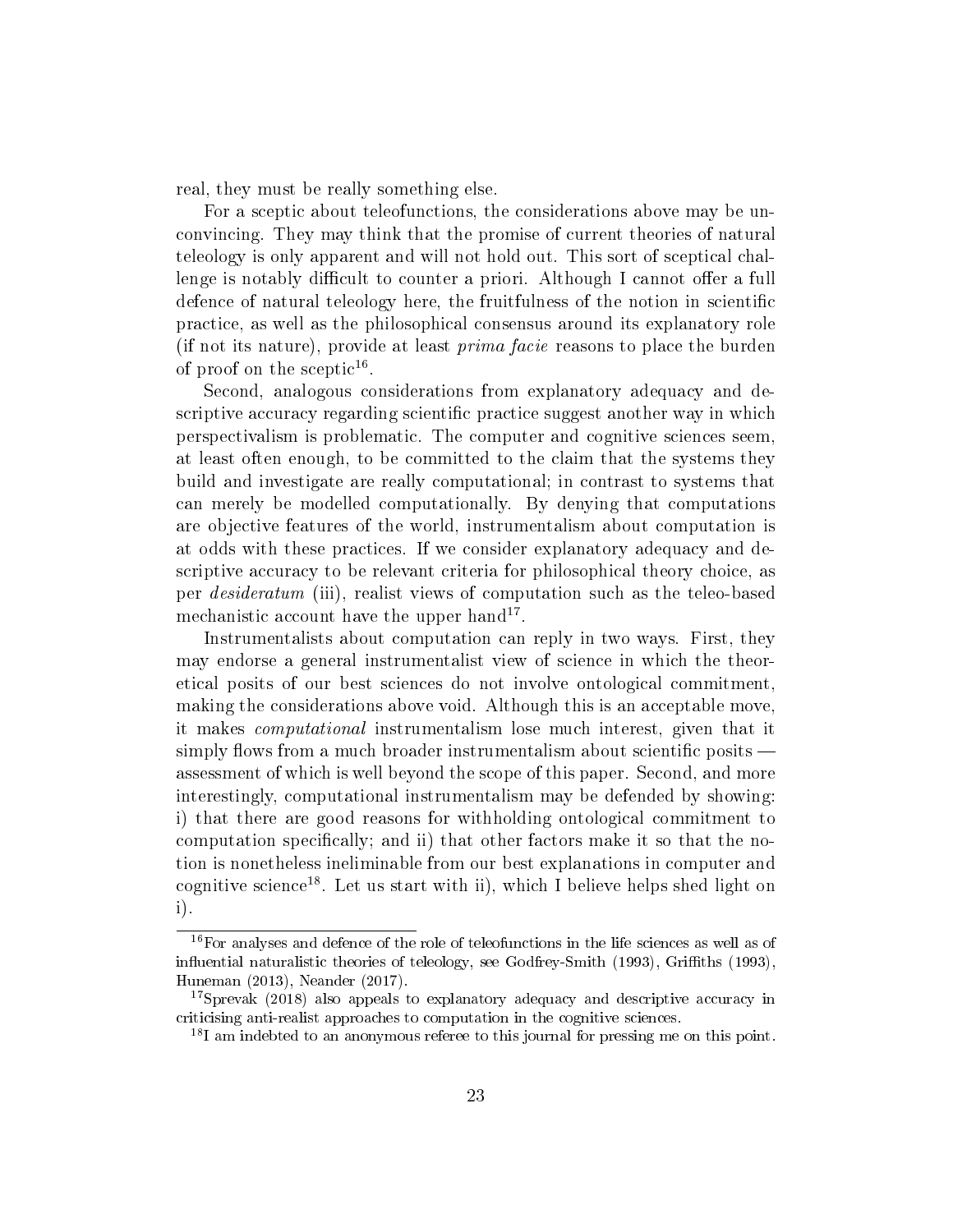real, they must be really something else.

For a sceptic about teleofunctions, the considerations above may be unconvincing. They may think that the promise of current theories of natural teleology is only apparent and will not hold out. This sort of sceptical challenge is notably difficult to counter a priori. Although I cannot offer a full defence of natural teleology here, the fruitfulness of the notion in scientific practice, as well as the philosophical consensus around its explanatory role (if not its nature), provide at least *prima facie* reasons to place the burden of proof on the sceptic[16].

Second, analogous considerations from explanatory adequacy and descriptive accuracy regarding scientific practice suggest another way in which perspectivalism is problematic. The computer and cognitive sciences seem, at least often enough, to be committed to the claim that the systems they build and investigate are really computational; in contrast to systems that can merely be modelled computationally. By denying that computations are objective features of the world, instrumentalism about computation is at odds with these practices. If we consider explanatory adequacy and descriptive accuracy to be relevant criteria for philosophical theory choice, as per *desideratum* (iii), realist views of computation such as the teleo-based mechanistic account have the upper hand[17].

Instrumentalists about computation can reply in two ways. First, they may endorse a general instrumentalist view of science in which the theoretical posits of our best sciences do not involve ontological commitment, making the considerations above void. Although this is an acceptable move, it makes *computational* instrumentalism lose much interest, given that it simply flows from a much broader instrumentalism about scientific posits — assessment of which is well beyond the scope of this paper. Second, and more interestingly, computational instrumentalism may be defended by showing: i) that there are good reasons for withholding ontological commitment to computation specifically; and ii) that other factors make it so that the notion is nonetheless ineliminable from our best explanations in computer and cognitive science[18]. Let us start with ii), which I believe helps shed light on i).

---

[16] For analyses and defence of the role of teleofunctions in the life sciences as well as of influential naturalistic theories of teleology, see Godfrey-Smith (1993), Griffiths (1993), Huneman (2013), Neander (2017).

[17] Sprevak (2018) also appeals to explanatory adequacy and descriptive accuracy in criticising anti-realist approaches to computation in the cognitive sciences.

[18] I am indebted to an anonymous referee to this journal for pressing me on this point.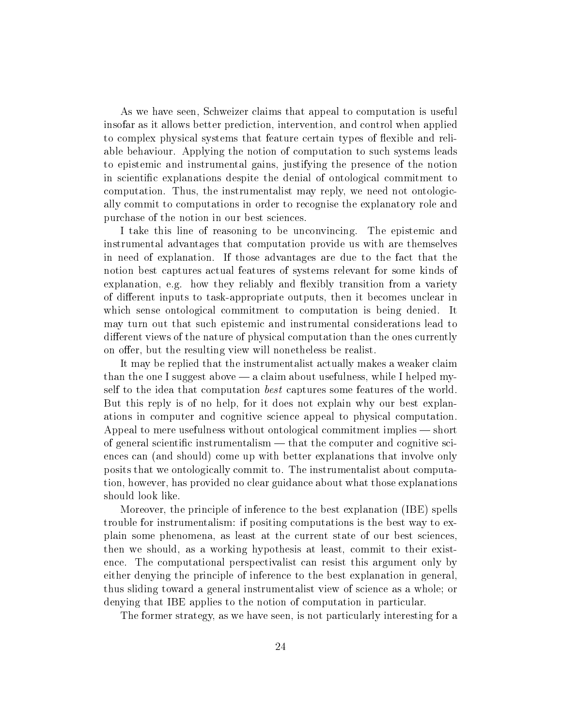As we have seen, Schweizer claims that appeal to computation is useful insofar as it allows better prediction, intervention, and control when applied to complex physical systems that feature certain types of flexible and reliable behaviour. Applying the notion of computation to such systems leads to epistemic and instrumental gains, justifying the presence of the notion in scientific explanations despite the denial of ontological commitment to computation. Thus, the instrumentalist may reply, we need not ontologically commit to computations in order to recognise the explanatory role and purchase of the notion in our best sciences.

I take this line of reasoning to be unconvincing. The epistemic and instrumental advantages that computation provide us with are themselves in need of explanation. If those advantages are due to the fact that the notion best captures actual features of systems relevant for some kinds of explanation, e.g. how they reliably and flexibly transition from a variety of different inputs to task-appropriate outputs, then it becomes unclear in which sense ontological commitment to computation is being denied. It may turn out that such epistemic and instrumental considerations lead to different views of the nature of physical computation than the ones currently on offer, but the resulting view will nonetheless be realist.

It may be replied that the instrumentalist actually makes a weaker claim than the one I suggest above — a claim about usefulness, while I helped myself to the idea that computation *best* captures some features of the world. But this reply is of no help, for it does not explain why our best explanations in computer and cognitive science appeal to physical computation. Appeal to mere usefulness without ontological commitment implies — short of general scientific instrumentalism — that the computer and cognitive sciences can (and should) come up with better explanations that involve only posits that we ontologically commit to. The instrumentalist about computation, however, has provided no clear guidance about what those explanations should look like.

Moreover, the principle of inference to the best explanation (IBE) spells trouble for instrumentalism: if positing computations is the best way to explain some phenomena, as least at the current state of our best sciences, then we should, as a working hypothesis at least, commit to their existence. The computational perspectivalist can resist this argument only by either denying the principle of inference to the best explanation in general, thus sliding toward a general instrumentalist view of science as a whole; or denying that IBE applies to the notion of computation in particular.

The former strategy, as we have seen, is not particularly interesting for a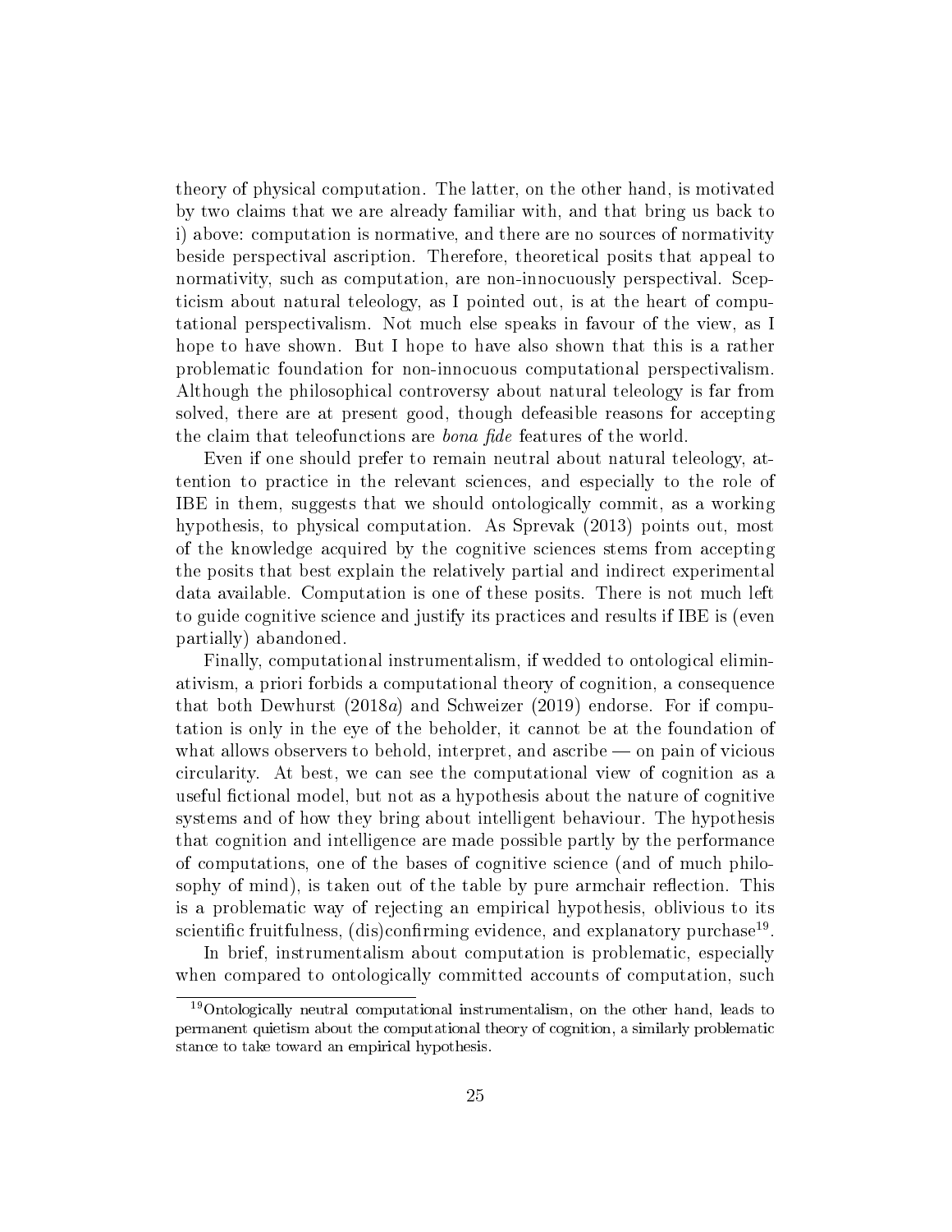theory of physical computation. The latter, on the other hand, is motivated by two claims that we are already familiar with, and that bring us back to i) above: computation is normative, and there are no sources of normativity beside perspectival ascription. Therefore, theoretical posits that appeal to normativity, such as computation, are non-innocuously perspectival. Scepticism about natural teleology, as I pointed out, is at the heart of computational perspectivalism. Not much else speaks in favour of the view, as I hope to have shown. But I hope to have also shown that this is a rather problematic foundation for non-innocuous computational perspectivalism. Although the philosophical controversy about natural teleology is far from solved, there are at present good, though defeasible reasons for accepting the claim that teleofunctions are *bona fide* features of the world.

Even if one should prefer to remain neutral about natural teleology, attention to practice in the relevant sciences, and especially to the role of IBE in them, suggests that we should ontologically commit, as a working hypothesis, to physical computation. As Sprevak (2013) points out, most of the knowledge acquired by the cognitive sciences stems from accepting the posits that best explain the relatively partial and indirect experimental data available. Computation is one of these posits. There is not much left to guide cognitive science and justify its practices and results if IBE is (even partially) abandoned.

Finally, computational instrumentalism, if wedded to ontological eliminativism, a priori forbids a computational theory of cognition, a consequence that both Dewhurst (2018*a*) and Schweizer (2019) endorse. For if computation is only in the eye of the beholder, it cannot be at the foundation of what allows observers to behold, interpret, and ascribe — on pain of vicious circularity. At best, we can see the computational view of cognition as a useful fictional model, but not as a hypothesis about the nature of cognitive systems and of how they bring about intelligent behaviour. The hypothesis that cognition and intelligence are made possible partly by the performance of computations, one of the bases of cognitive science (and of much philosophy of mind), is taken out of the table by pure armchair reflection. This is a problematic way of rejecting an empirical hypothesis, oblivious to its scientific fruitfulness, (dis)confirming evidence, and explanatory purchase[19].

In brief, instrumentalism about computation is problematic, especially when compared to ontologically committed accounts of computation, such

[19] Ontologically neutral computational instrumentalism, on the other hand, leads to permanent quietism about the computational theory of cognition, a similarly problematic stance to take toward an empirical hypothesis.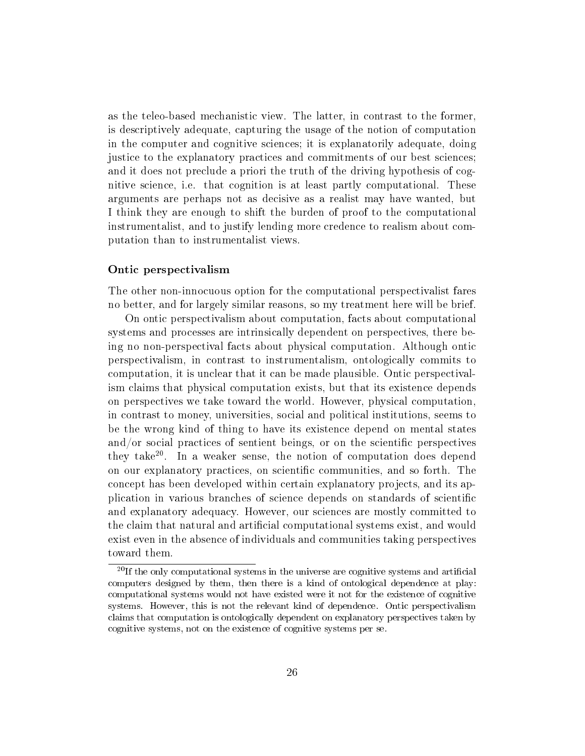as the teleo-based mechanistic view. The latter, in contrast to the former, is descriptively adequate, capturing the usage of the notion of computation in the computer and cognitive sciences; it is explanatorily adequate, doing justice to the explanatory practices and commitments of our best sciences; and it does not preclude a priori the truth of the driving hypothesis of cognitive science, i.e. that cognition is at least partly computational. These arguments are perhaps not as decisive as a realist may have wanted, but I think they are enough to shift the burden of proof to the computational instrumentalist, and to justify lending more credence to realism about computation than to instrumentalist views.

### Ontic perspectivalism

The other non-innocuous option for the computational perspectivalist fares no better, and for largely similar reasons, so my treatment here will be brief.

On ontic perspectivalism about computation, facts about computational systems and processes are intrinsically dependent on perspectives, there being no non-perspectival facts about physical computation. Although ontic perspectivalism, in contrast to instrumentalism, ontologically commits to computation, it is unclear that it can be made plausible. Ontic perspectivalism claims that physical computation exists, but that its existence depends on perspectives we take toward the world. However, physical computation, in contrast to money, universities, social and political institutions, seems to be the wrong kind of thing to have its existence depend on mental states and/or social practices of sentient beings, or on the scientific perspectives they take[20]. In a weaker sense, the notion of computation does depend on our explanatory practices, on scientific communities, and so forth. The concept has been developed within certain explanatory projects, and its application in various branches of science depends on standards of scientific and explanatory adequacy. However, our sciences are mostly committed to the claim that natural and artificial computational systems exist, and would exist even in the absence of individuals and communities taking perspectives toward them.

[20] If the only computational systems in the universe are cognitive systems and artificial computers designed by them, then there is a kind of ontological dependence at play: computational systems would not have existed were it not for the existence of cognitive systems. However, this is not the relevant kind of dependence. Ontic perspectivalism claims that computation is ontologically dependent on explanatory perspectives taken by cognitive systems, not on the existence of cognitive systems per se.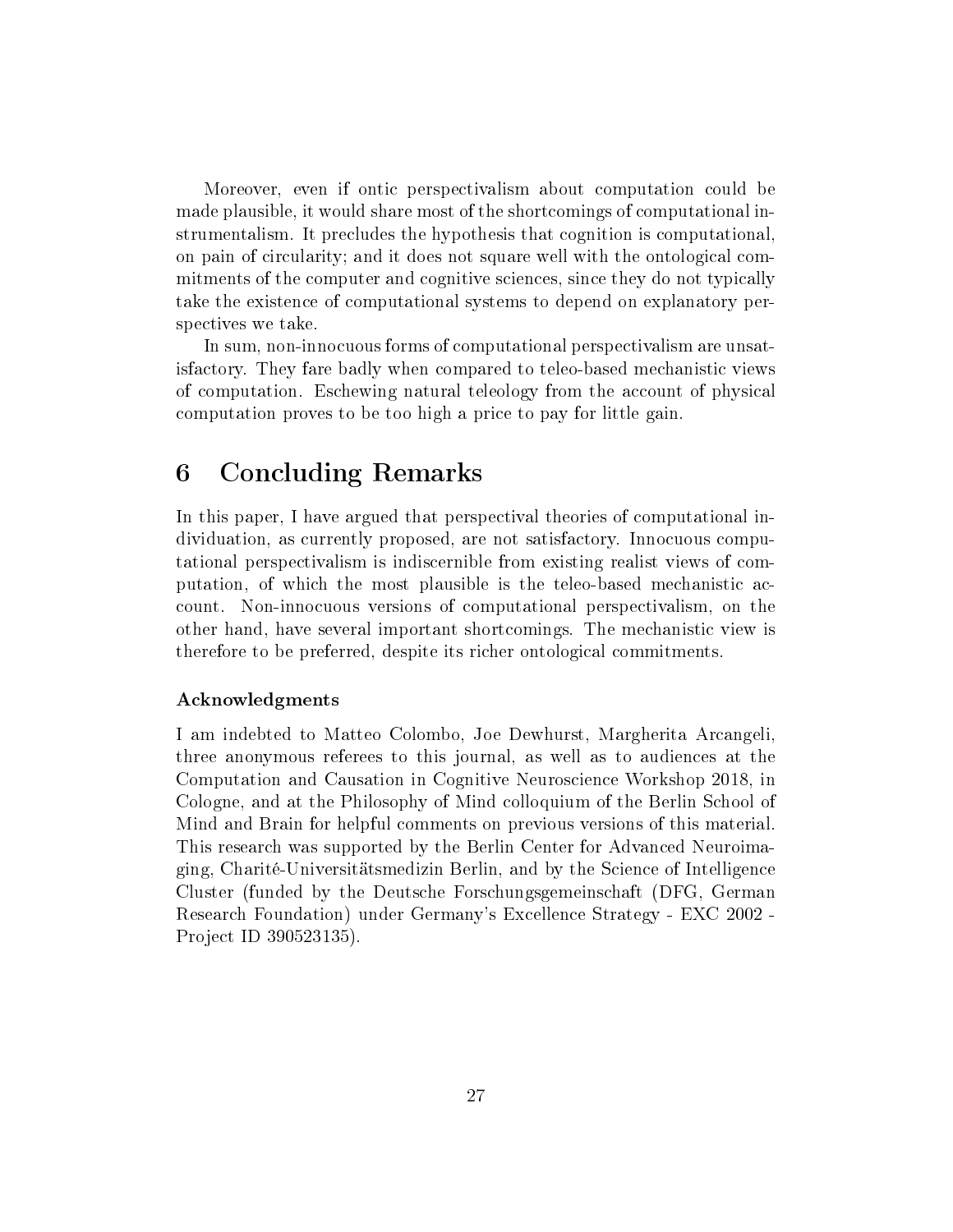Moreover, even if ontic perspectivalism about computation could be made plausible, it would share most of the shortcomings of computational instrumentalism. It precludes the hypothesis that cognition is computational, on pain of circularity; and it does not square well with the ontological commitments of the computer and cognitive sciences, since they do not typically take the existence of computational systems to depend on explanatory perspectives we take.

In sum, non-innocuous forms of computational perspectivalism are unsatisfactory. They fare badly when compared to teleo-based mechanistic views of computation. Eschewing natural teleology from the account of physical computation proves to be too high a price to pay for little gain.

# 6 Concluding Remarks

In this paper, I have argued that perspectival theories of computational individuation, as currently proposed, are not satisfactory. Innocuous computational perspectivalism is indiscernible from existing realist views of computation, of which the most plausible is the teleo-based mechanistic account. Non-innocuous versions of computational perspectivalism, on the other hand, have several important shortcomings. The mechanistic view is therefore to be preferred, despite its richer ontological commitments.

### Acknowledgments

I am indebted to Matteo Colombo, Joe Dewhurst, Margherita Arcangeli, three anonymous referees to this journal, as well as to audiences at the Computation and Causation in Cognitive Neuroscience Workshop 2018, in Cologne, and at the Philosophy of Mind colloquium of the Berlin School of Mind and Brain for helpful comments on previous versions of this material. This research was supported by the Berlin Center for Advanced Neuroimaging, Charité-Universitätsmedizin Berlin, and by the Science of Intelligence Cluster (funded by the Deutsche Forschungsgemeinschaft (DFG, German Research Foundation) under Germany's Excellence Strategy - EXC 2002 - Project ID 390523135).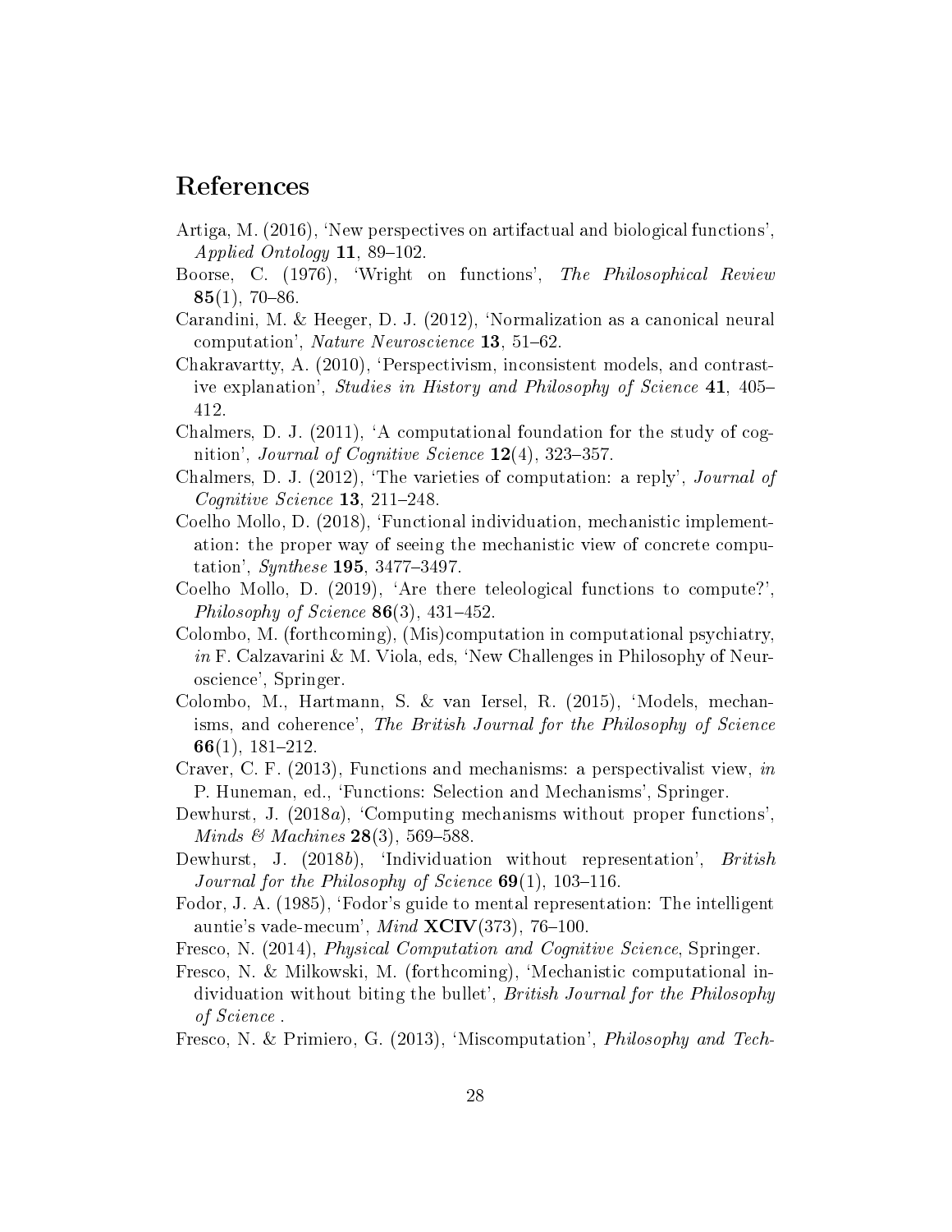# References

Artiga, M. (2016), 'New perspectives on artifactual and biological functions', *Applied Ontology* **11**, 89–102.

Boorse, C. (1976), 'Wright on functions', *The Philosophical Review* **85**(1), 70–86.

Carandini, M. & Heeger, D. J. (2012), 'Normalization as a canonical neural computation', *Nature Neuroscience* **13**, 51–62.

Chakravartty, A. (2010), 'Perspectivism, inconsistent models, and contrastive explanation', *Studies in History and Philosophy of Science* **41**, 405–412.

Chalmers, D. J. (2011), 'A computational foundation for the study of cognition', *Journal of Cognitive Science* **12**(4), 323–357.

Chalmers, D. J. (2012), 'The varieties of computation: a reply', *Journal of Cognitive Science* **13**, 211–248.

Coelho Mollo, D. (2018), 'Functional individuation, mechanistic implementation: the proper way of seeing the mechanistic view of concrete computation', *Synthese* **195**, 3477–3497.

Coelho Mollo, D. (2019), 'Are there teleological functions to compute?', *Philosophy of Science* **86**(3), 431–452.

Colombo, M. (forthcoming), (Mis)computation in computational psychiatry, *in* F. Calzavarini & M. Viola, eds, 'New Challenges in Philosophy of Neuroscience', Springer.

Colombo, M., Hartmann, S. & van Iersel, R. (2015), 'Models, mechanisms, and coherence', *The British Journal for the Philosophy of Science* **66**(1), 181–212.

Craver, C. F. (2013), Functions and mechanisms: a perspectivalist view, *in* P. Huneman, ed., 'Functions: Selection and Mechanisms', Springer.

Dewhurst, J. (2018*a*), 'Computing mechanisms without proper functions', *Minds & Machines* **28**(3), 569–588.

Dewhurst, J. (2018*b*), 'Individuation without representation', *British Journal for the Philosophy of Science* **69**(1), 103–116.

Fodor, J. A. (1985), 'Fodor's guide to mental representation: The intelligent auntie's vade-mecum', *Mind* **XCIV**(373), 76–100.

Fresco, N. (2014), *Physical Computation and Cognitive Science*, Springer.

Fresco, N. & Milkowski, M. (forthcoming), 'Mechanistic computational individuation without biting the bullet', *British Journal for the Philosophy of Science* .

Fresco, N. & Primiero, G. (2013), 'Miscomputation', *Philosophy and Tech-*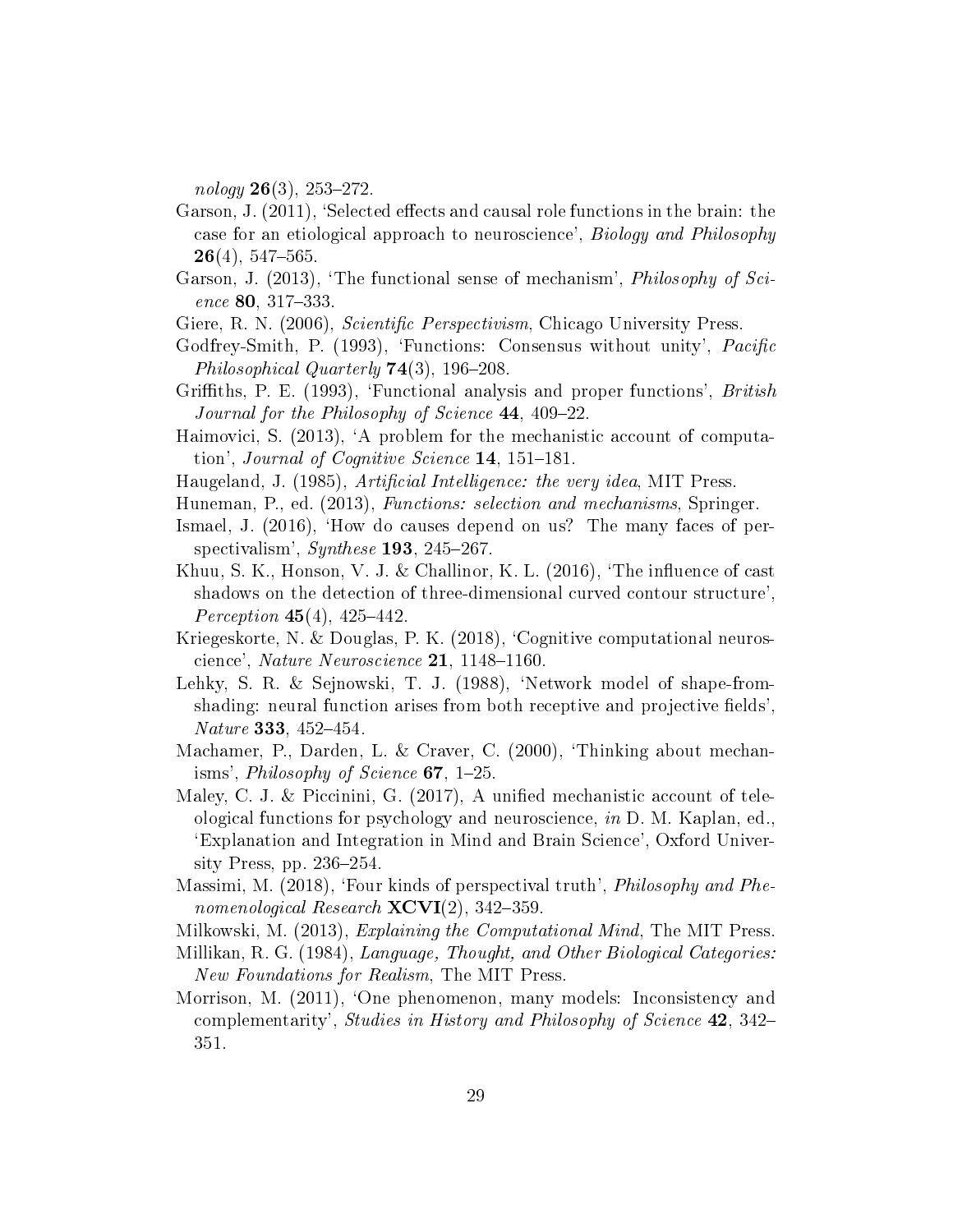*nology* **26**(3), 253–272.

Garson, J. (2011), 'Selected effects and causal role functions in the brain: the case for an etiological approach to neuroscience', *Biology and Philosophy* **26**(4), 547–565.

Garson, J. (2013), 'The functional sense of mechanism', *Philosophy of Science* **80**, 317–333.

Giere, R. N. (2006), *Scientific Perspectivism*, Chicago University Press.

Godfrey-Smith, P. (1993), 'Functions: Consensus without unity', *Pacific Philosophical Quarterly* **74**(3), 196–208.

Griffiths, P. E. (1993), 'Functional analysis and proper functions', *British Journal for the Philosophy of Science* **44**, 409–22.

Haimovici, S. (2013), 'A problem for the mechanistic account of computation', *Journal of Cognitive Science* **14**, 151–181.

Haugeland, J. (1985), *Artificial Intelligence: the very idea*, MIT Press.

Huneman, P., ed. (2013), *Functions: selection and mechanisms*, Springer.

Ismael, J. (2016), 'How do causes depend on us? The many faces of perspectivalism', *Synthese* **193**, 245–267.

Khuu, S. K., Honson, V. J. & Challinor, K. L. (2016), 'The influence of cast shadows on the detection of three-dimensional curved contour structure', *Perception* **45**(4), 425–442.

Kriegeskorte, N. & Douglas, P. K. (2018), 'Cognitive computational neuroscience', *Nature Neuroscience* **21**, 1148–1160.

Lehky, S. R. & Sejnowski, T. J. (1988), 'Network model of shape-from-shading: neural function arises from both receptive and projective fields', *Nature* **333**, 452–454.

Machamer, P., Darden, L. & Craver, C. (2000), 'Thinking about mechanisms', *Philosophy of Science* **67**, 1–25.

Maley, C. J. & Piccinini, G. (2017), A unified mechanistic account of teleological functions for psychology and neuroscience, *in* D. M. Kaplan, ed., 'Explanation and Integration in Mind and Brain Science', Oxford University Press, pp. 236–254.

Massimi, M. (2018), 'Four kinds of perspectival truth', *Philosophy and Phenomenological Research* **XCVI**(2), 342–359.

Milkowski, M. (2013), *Explaining the Computational Mind*, The MIT Press.

Millikan, R. G. (1984), *Language, Thought, and Other Biological Categories: New Foundations for Realism*, The MIT Press.

Morrison, M. (2011), 'One phenomenon, many models: Inconsistency and complementarity', *Studies in History and Philosophy of Science* **42**, 342–351.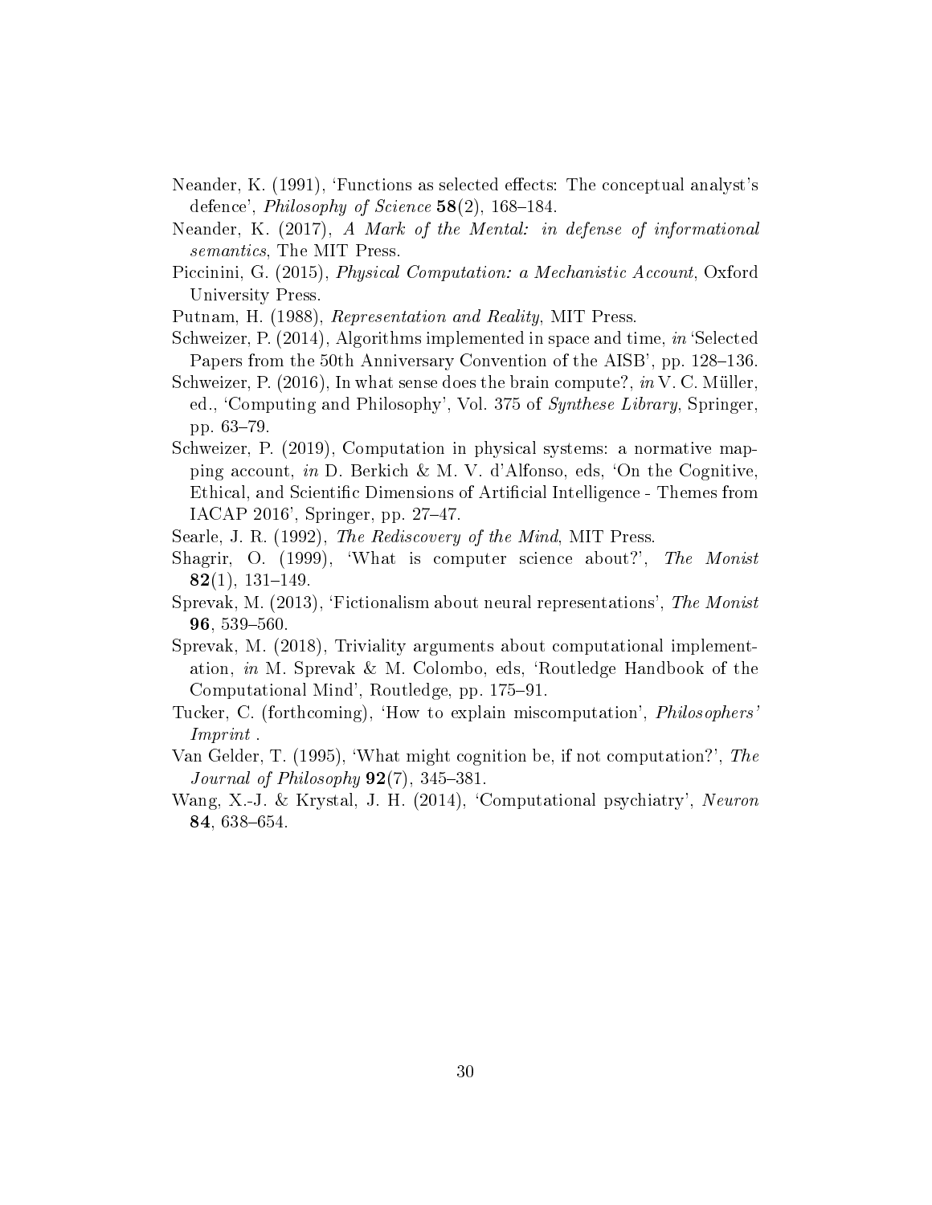Neander, K. (1991), 'Functions as selected effects: The conceptual analyst's defence', *Philosophy of Science* **58**(2), 168–184.

Neander, K. (2017), *A Mark of the Mental: in defense of informational semantics*, The MIT Press.

Piccinini, G. (2015), *Physical Computation: a Mechanistic Account*, Oxford University Press.

Putnam, H. (1988), *Representation and Reality*, MIT Press.

Schweizer, P. (2014), Algorithms implemented in space and time, *in* 'Selected Papers from the 50th Anniversary Convention of the AISB', pp. 128–136.

Schweizer, P. (2016), In what sense does the brain compute?, *in* V. C. Müller, ed., 'Computing and Philosophy', Vol. 375 of *Synthese Library*, Springer, pp. 63–79.

Schweizer, P. (2019), Computation in physical systems: a normative mapping account, *in* D. Berkich & M. V. d'Alfonso, eds, 'On the Cognitive, Ethical, and Scientific Dimensions of Artificial Intelligence - Themes from IACAP 2016', Springer, pp. 27–47.

Searle, J. R. (1992), *The Rediscovery of the Mind*, MIT Press.

Shagrir, O. (1999), 'What is computer science about?', *The Monist* **82**(1), 131–149.

Sprevak, M. (2013), 'Fictionalism about neural representations', *The Monist* **96**, 539–560.

Sprevak, M. (2018), Triviality arguments about computational implementation, *in* M. Sprevak & M. Colombo, eds, 'Routledge Handbook of the Computational Mind', Routledge, pp. 175–91.

Tucker, C. (forthcoming), 'How to explain miscomputation', *Philosophers' Imprint* .

Van Gelder, T. (1995), 'What might cognition be, if not computation?', *The Journal of Philosophy* **92**(7), 345–381.

Wang, X.-J. & Krystal, J. H. (2014), 'Computational psychiatry', *Neuron* **84**, 638–654.